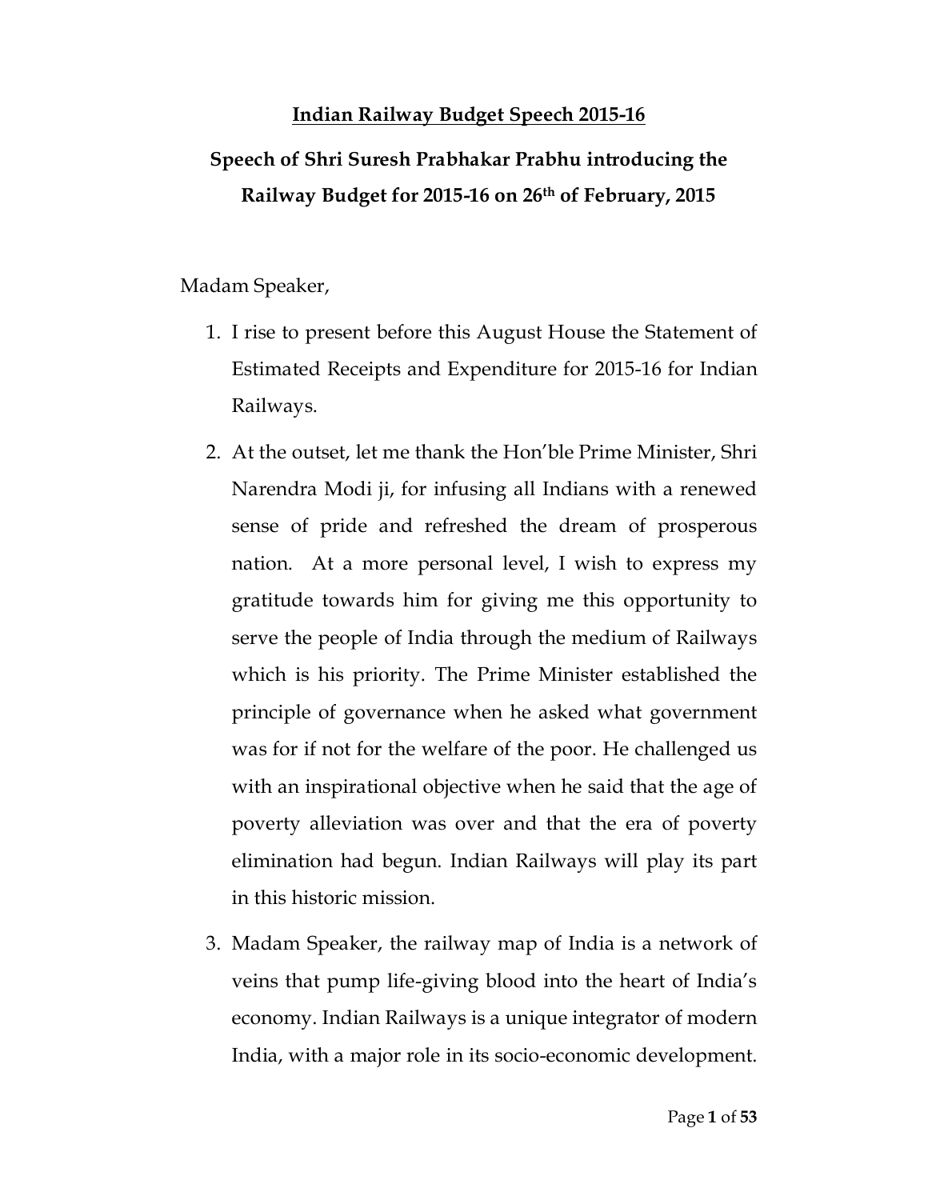# Indian Railway Budget Speech 2015-16

## Speech of Shri Suresh Prabhakar Prabhu introducing the Railway Budget for 2015-16 on 26th of February, 2015

Madam Speaker,

1. I rise to present before this August House the Statement of Estimated Receipts and Expenditure for 2015-16 for Indian Railways.

2. At the outset, let me thank the Hon'ble Prime Minister, Shri Narendra Modi ji, for infusing all Indians with a renewed sense of pride and refreshed the dream of prosperous nation. At a more personal level, I wish to express my gratitude towards him for giving me this opportunity to serve the people of India through the medium of Railways which is his priority. The Prime Minister established the principle of governance when he asked what government was for if not for the welfare of the poor. He challenged us with an inspirational objective when he said that the age of poverty alleviation was over and that the era of poverty elimination had begun. Indian Railways will play its part in this historic mission.

3. Madam Speaker, the railway map of India is a network of veins that pump life-giving blood into the heart of India's economy. Indian Railways is a unique integrator of modern India, with a major role in its socio-economic development.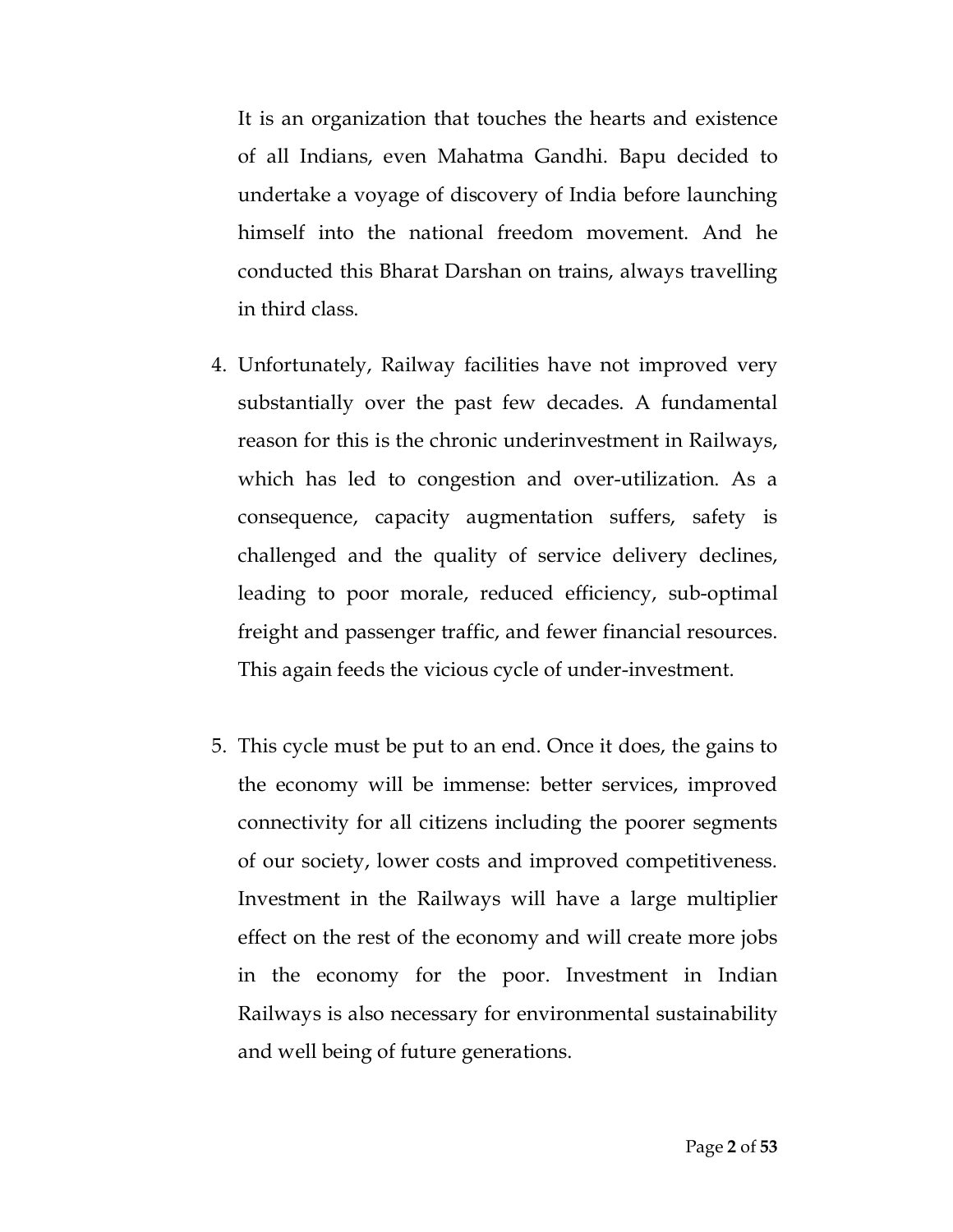It is an organization that touches the hearts and existence of all Indians, even Mahatma Gandhi. Bapu decided to undertake a voyage of discovery of India before launching himself into the national freedom movement. And he conducted this Bharat Darshan on trains, always travelling in third class.

4. Unfortunately, Railway facilities have not improved very substantially over the past few decades. A fundamental reason for this is the chronic underinvestment in Railways, which has led to congestion and over-utilization. As a consequence, capacity augmentation suffers, safety is challenged and the quality of service delivery declines, leading to poor morale, reduced efficiency, sub-optimal freight and passenger traffic, and fewer financial resources. This again feeds the vicious cycle of under-investment.

5. This cycle must be put to an end. Once it does, the gains to the economy will be immense: better services, improved connectivity for all citizens including the poorer segments of our society, lower costs and improved competitiveness. Investment in the Railways will have a large multiplier effect on the rest of the economy and will create more jobs in the economy for the poor. Investment in Indian Railways is also necessary for environmental sustainability and well being of future generations.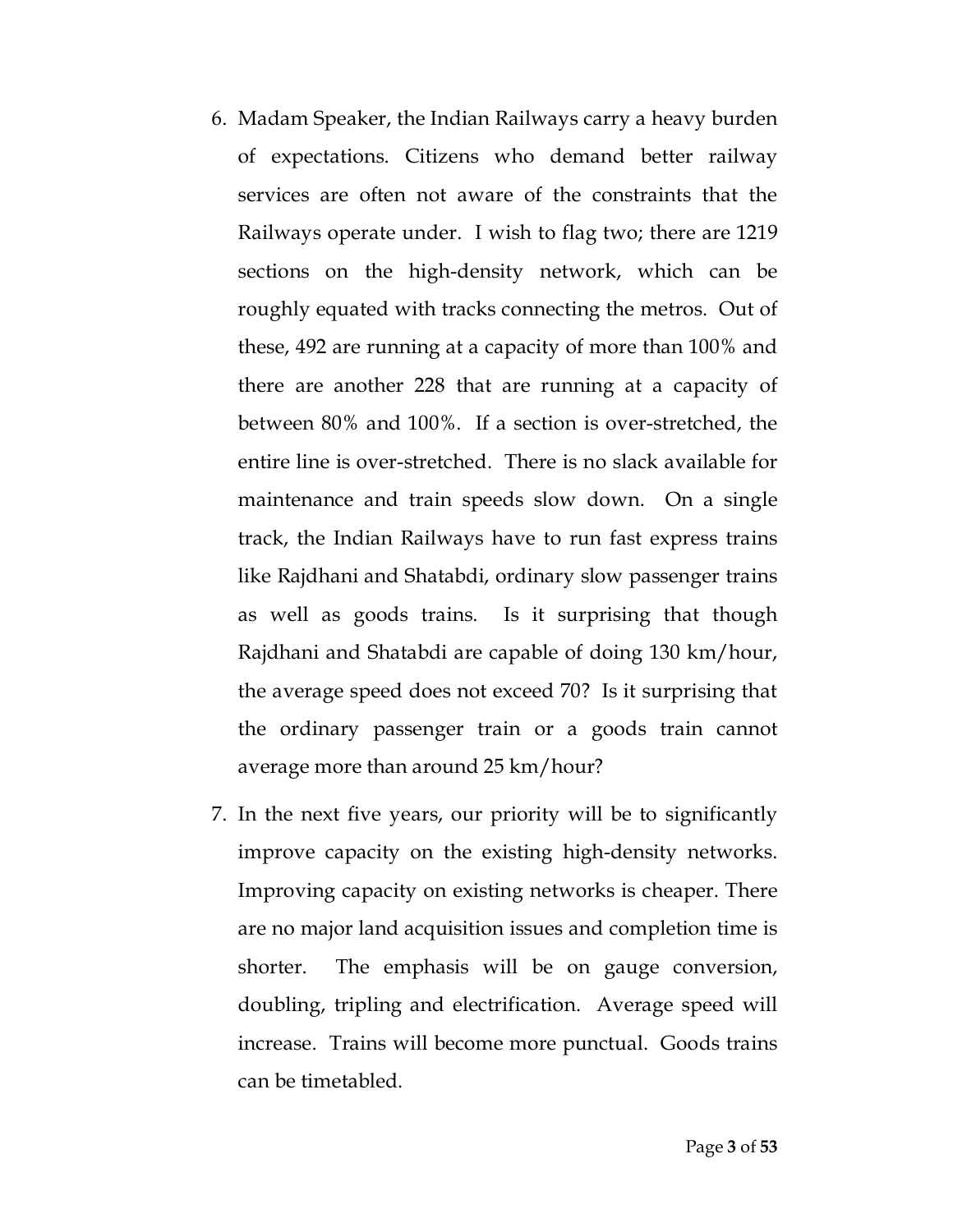6. Madam Speaker, the Indian Railways carry a heavy burden of expectations. Citizens who demand better railway services are often not aware of the constraints that the Railways operate under. I wish to flag two; there are 1219 sections on the high-density network, which can be roughly equated with tracks connecting the metros. Out of these, 492 are running at a capacity of more than 100% and there are another 228 that are running at a capacity of between 80% and 100%. If a section is over-stretched, the entire line is over-stretched. There is no slack available for maintenance and train speeds slow down. On a single track, the Indian Railways have to run fast express trains like Rajdhani and Shatabdi, ordinary slow passenger trains as well as goods trains. Is it surprising that though Rajdhani and Shatabdi are capable of doing 130 km/hour, the average speed does not exceed 70? Is it surprising that the ordinary passenger train or a goods train cannot average more than around 25 km/hour?

7. In the next five years, our priority will be to significantly improve capacity on the existing high-density networks. Improving capacity on existing networks is cheaper. There are no major land acquisition issues and completion time is shorter. The emphasis will be on gauge conversion, doubling, tripling and electrification. Average speed will increase. Trains will become more punctual. Goods trains can be timetabled.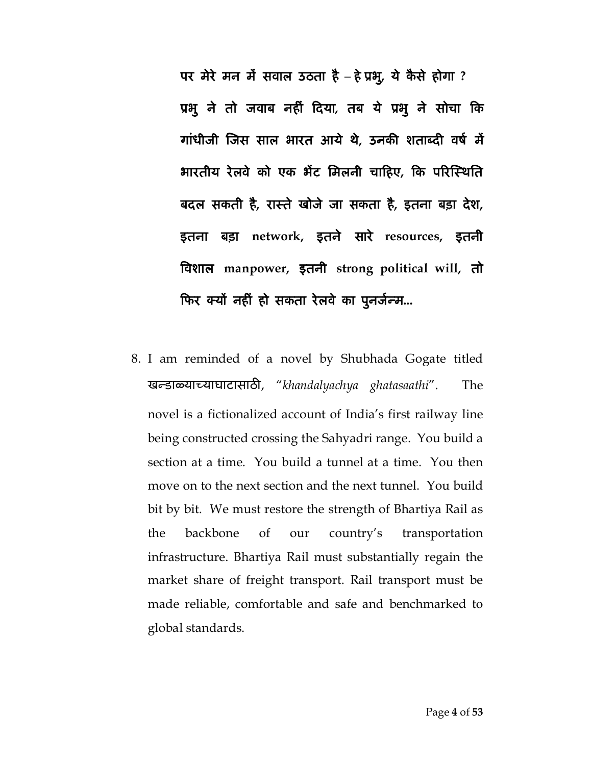**पर मेरे मन में सवाल उठता है – हे प्रभु, ये कैसे होगा ? प्रभु ने तो जवाब नहीं दिया, तब ये प्रभु ने सोचा कि गांधीजी जिस साल भारत आये थे, उनकी शताब्दी वर्ष में भारतीय रेलवे को एक भेंट मिलनी चाहिए, कि परिस्थिति बदल सकती है, रास्ते खोजे जा सकता है, इतना बड़ा देश, इतना बड़ा network, इतने सारे resources, इतनी विशाल manpower, इतनी strong political will, तो फिर क्यों नहीं हो सकता रेलवे का पुनर्जन्म...**

8. I am reminded of a novel by Shubhada Gogate titled खन्डाळ्याच्याघाटासाठी, "*khandalyachya ghatasaathi*". The novel is a fictionalized account of India's first railway line being constructed crossing the Sahyadri range. You build a section at a time. You build a tunnel at a time. You then move on to the next section and the next tunnel. You build bit by bit. We must restore the strength of Bhartiya Rail as the backbone of our country's transportation infrastructure. Bhartiya Rail must substantially regain the market share of freight transport. Rail transport must be made reliable, comfortable and safe and benchmarked to global standards.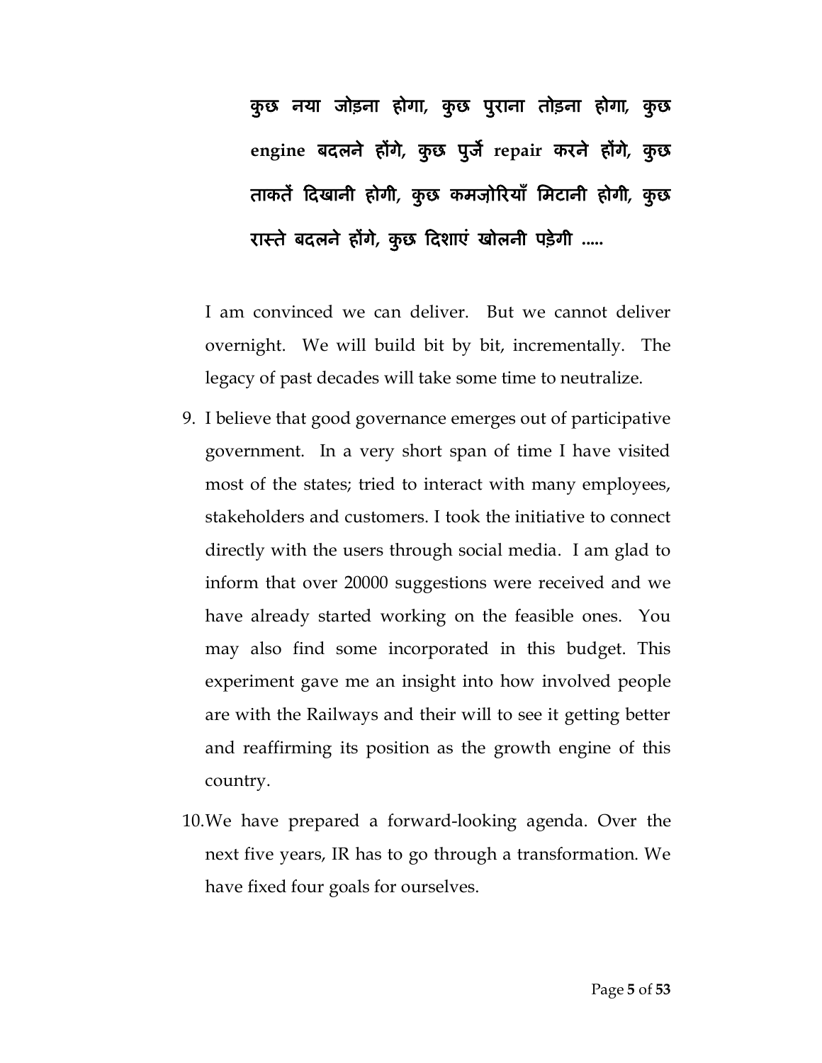**कुछ नया जोड़ना होगा, कुछ पुराना तोड़ना होगा, कुछ engine बदलने होंगे, कुछ पुर्जे repair करने होंगे, कुछ ताकतें दिखानी होगी, कुछ कमज़ोरियाँ मिटानी होगी, कुछ रास्ते बदलने होंगे, कुछ दिशाएं खोलनी पड़ेगी .....**

I am convinced we can deliver. But we cannot deliver overnight. We will build bit by bit, incrementally. The legacy of past decades will take some time to neutralize.

9. I believe that good governance emerges out of participative government. In a very short span of time I have visited most of the states; tried to interact with many employees, stakeholders and customers. I took the initiative to connect directly with the users through social media. I am glad to inform that over 20000 suggestions were received and we have already started working on the feasible ones. You may also find some incorporated in this budget. This experiment gave me an insight into how involved people are with the Railways and their will to see it getting better and reaffirming its position as the growth engine of this country.

10. We have prepared a forward-looking agenda. Over the next five years, IR has to go through a transformation. We have fixed four goals for ourselves.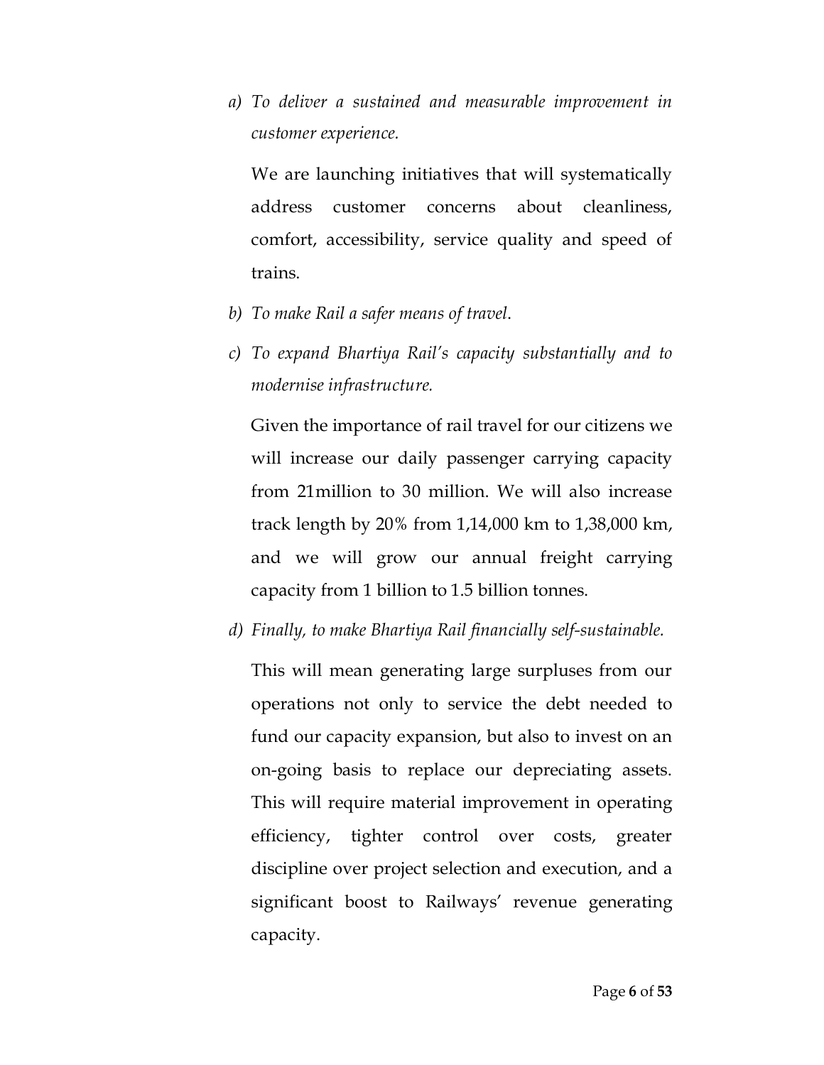a) *To deliver a sustained and measurable improvement in customer experience.*

   We are launching initiatives that will systematically address customer concerns about cleanliness, comfort, accessibility, service quality and speed of trains.

b) *To make Rail a safer means of travel*.

c) *To expand Bhartiya Rail's capacity substantially and to modernise infrastructure.*

   Given the importance of rail travel for our citizens we will increase our daily passenger carrying capacity from 21million to 30 million. We will also increase track length by 20% from 1,14,000 km to 1,38,000 km, and we will grow our annual freight carrying capacity from 1 billion to 1.5 billion tonnes.

d) *Finally, to make Bhartiya Rail financially self-sustainable.*

   This will mean generating large surpluses from our operations not only to service the debt needed to fund our capacity expansion, but also to invest on an on-going basis to replace our depreciating assets. This will require material improvement in operating efficiency, tighter control over costs, greater discipline over project selection and execution, and a significant boost to Railways' revenue generating capacity.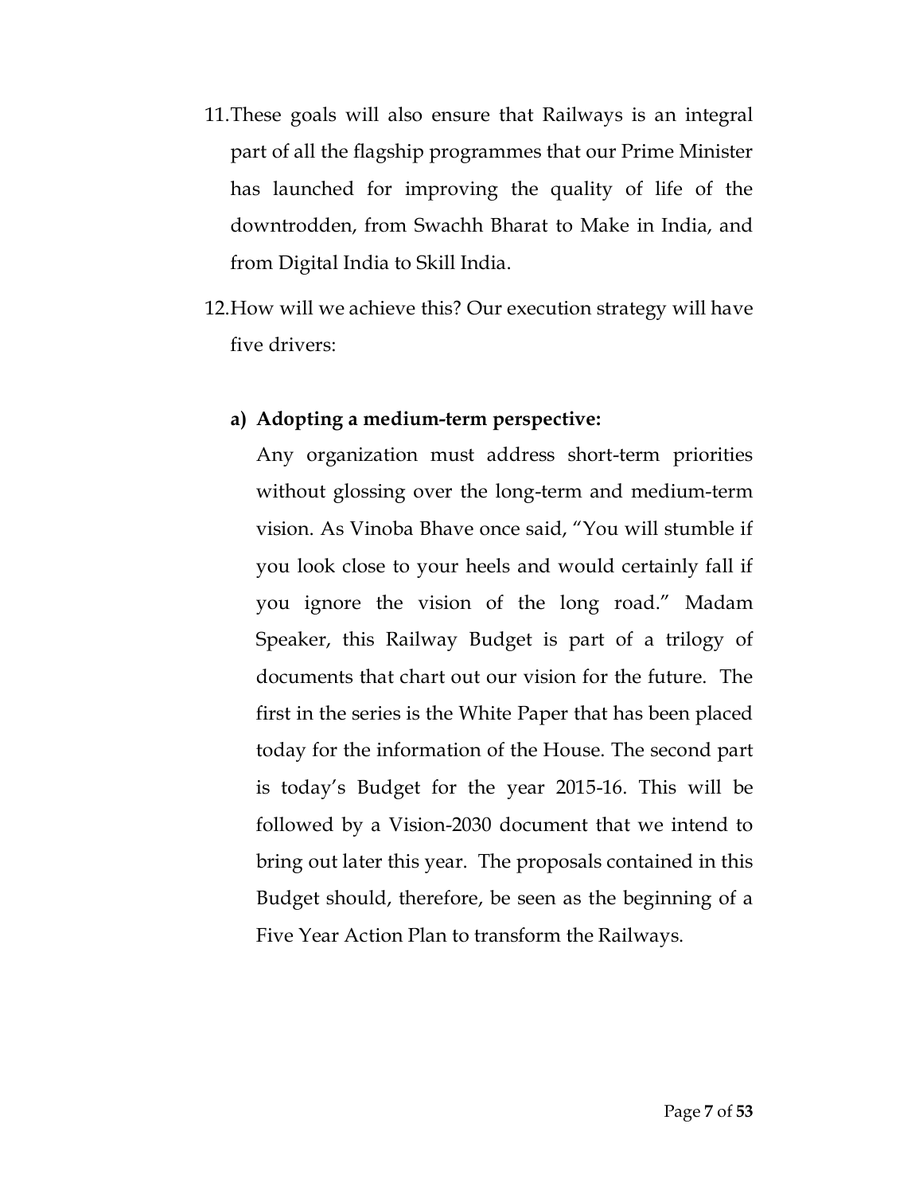11. These goals will also ensure that Railways is an integral part of all the flagship programmes that our Prime Minister has launched for improving the quality of life of the downtrodden, from Swachh Bharat to Make in India, and from Digital India to Skill India.

12. How will we achieve this? Our execution strategy will have five drivers:

    a) **Adopting a medium-term perspective:**

    Any organization must address short-term priorities without glossing over the long-term and medium-term vision. As Vinoba Bhave once said, "You will stumble if you look close to your heels and would certainly fall if you ignore the vision of the long road." Madam Speaker, this Railway Budget is part of a trilogy of documents that chart out our vision for the future. The first in the series is the White Paper that has been placed today for the information of the House. The second part is today's Budget for the year 2015-16. This will be followed by a Vision-2030 document that we intend to bring out later this year. The proposals contained in this Budget should, therefore, be seen as the beginning of a Five Year Action Plan to transform the Railways.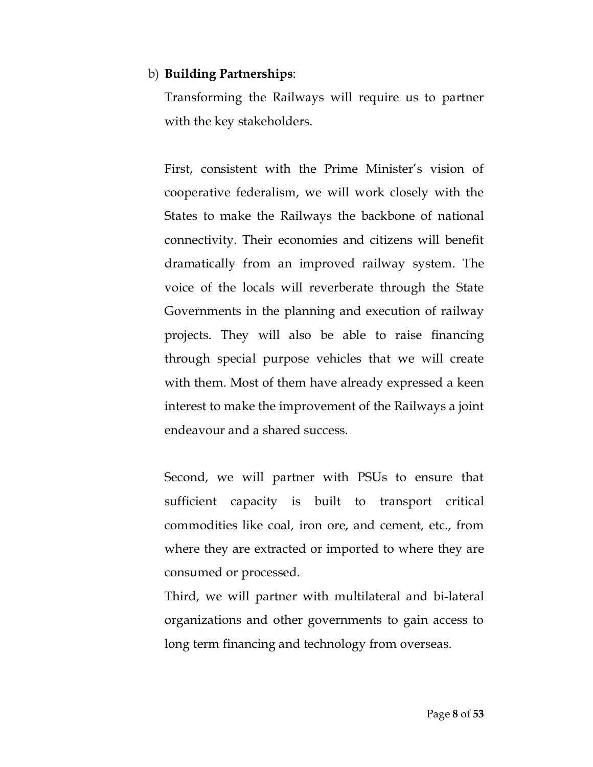b) **Building Partnerships**:

Transforming the Railways will require us to partner with the key stakeholders.

First, consistent with the Prime Minister's vision of cooperative federalism, we will work closely with the States to make the Railways the backbone of national connectivity. Their economies and citizens will benefit dramatically from an improved railway system. The voice of the locals will reverberate through the State Governments in the planning and execution of railway projects. They will also be able to raise financing through special purpose vehicles that we will create with them. Most of them have already expressed a keen interest to make the improvement of the Railways a joint endeavour and a shared success.

Second, we will partner with PSUs to ensure that sufficient capacity is built to transport critical commodities like coal, iron ore, and cement, etc., from where they are extracted or imported to where they are consumed or processed.

Third, we will partner with multilateral and bi-lateral organizations and other governments to gain access to long term financing and technology from overseas.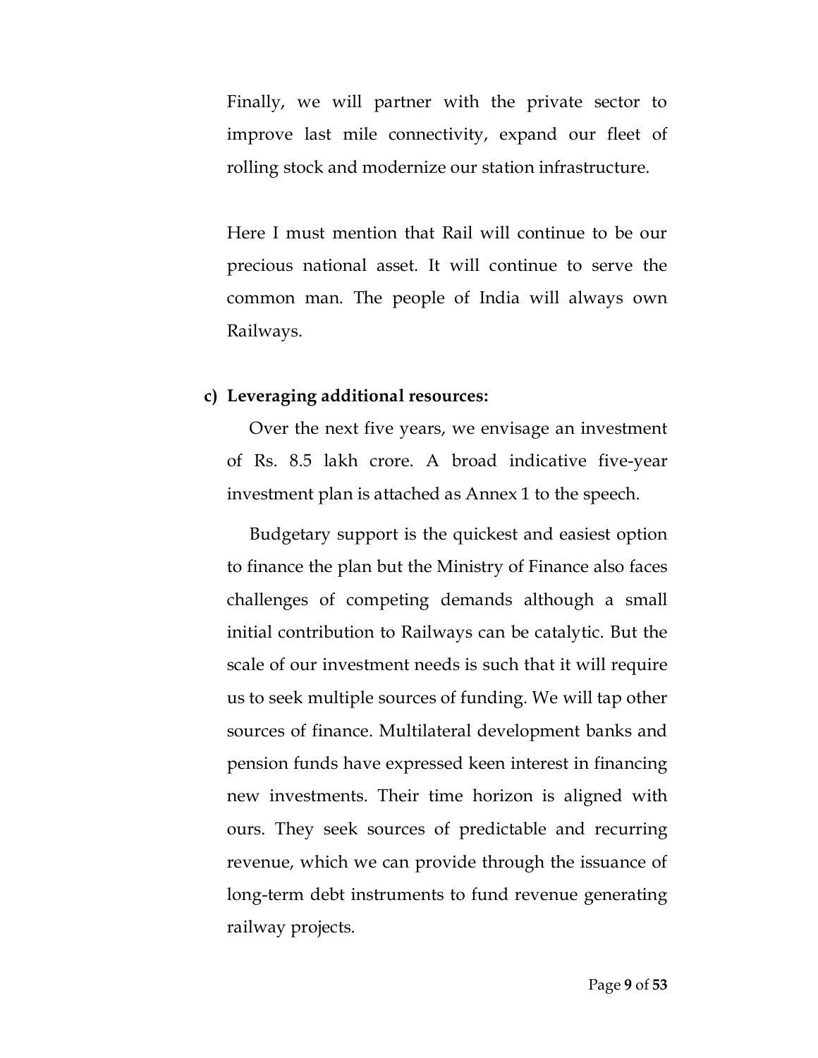Finally, we will partner with the private sector to improve last mile connectivity, expand our fleet of rolling stock and modernize our station infrastructure.

Here I must mention that Rail will continue to be our precious national asset. It will continue to serve the common man. The people of India will always own Railways.

**c) Leveraging additional resources:**

Over the next five years, we envisage an investment of Rs. 8.5 lakh crore. A broad indicative five-year investment plan is attached as Annex 1 to the speech.

Budgetary support is the quickest and easiest option to finance the plan but the Ministry of Finance also faces challenges of competing demands although a small initial contribution to Railways can be catalytic. But the scale of our investment needs is such that it will require us to seek multiple sources of funding. We will tap other sources of finance. Multilateral development banks and pension funds have expressed keen interest in financing new investments. Their time horizon is aligned with ours. They seek sources of predictable and recurring revenue, which we can provide through the issuance of long-term debt instruments to fund revenue generating railway projects.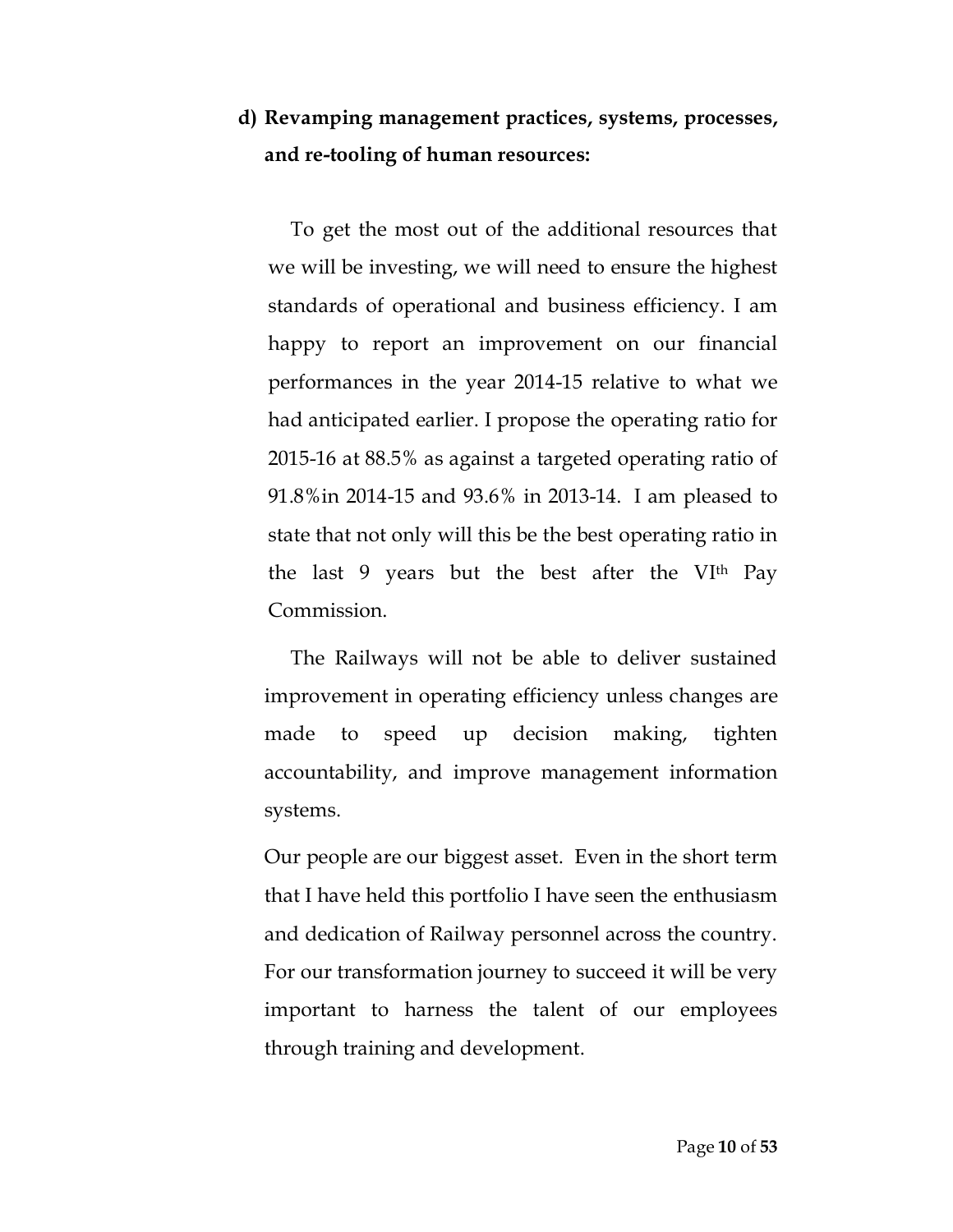**d) Revamping management practices, systems, processes, and re-tooling of human resources:**

To get the most out of the additional resources that we will be investing, we will need to ensure the highest standards of operational and business efficiency. I am happy to report an improvement on our financial performances in the year 2014-15 relative to what we had anticipated earlier. I propose the operating ratio for 2015-16 at 88.5% as against a targeted operating ratio of 91.8%in 2014-15 and 93.6% in 2013-14. I am pleased to state that not only will this be the best operating ratio in the last 9 years but the best after the VIth Pay Commission.

The Railways will not be able to deliver sustained improvement in operating efficiency unless changes are made to speed up decision making, tighten accountability, and improve management information systems.

Our people are our biggest asset. Even in the short term that I have held this portfolio I have seen the enthusiasm and dedication of Railway personnel across the country. For our transformation journey to succeed it will be very important to harness the talent of our employees through training and development.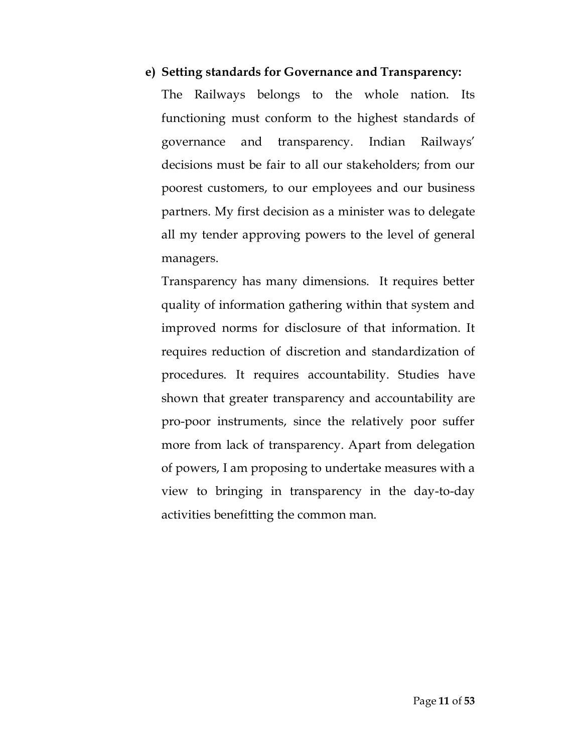**e) Setting standards for Governance and Transparency:**

The Railways belongs to the whole nation. Its functioning must conform to the highest standards of governance and transparency. Indian Railways' decisions must be fair to all our stakeholders; from our poorest customers, to our employees and our business partners. My first decision as a minister was to delegate all my tender approving powers to the level of general managers.

Transparency has many dimensions. It requires better quality of information gathering within that system and improved norms for disclosure of that information. It requires reduction of discretion and standardization of procedures. It requires accountability. Studies have shown that greater transparency and accountability are pro-poor instruments, since the relatively poor suffer more from lack of transparency. Apart from delegation of powers, I am proposing to undertake measures with a view to bringing in transparency in the day-to-day activities benefitting the common man.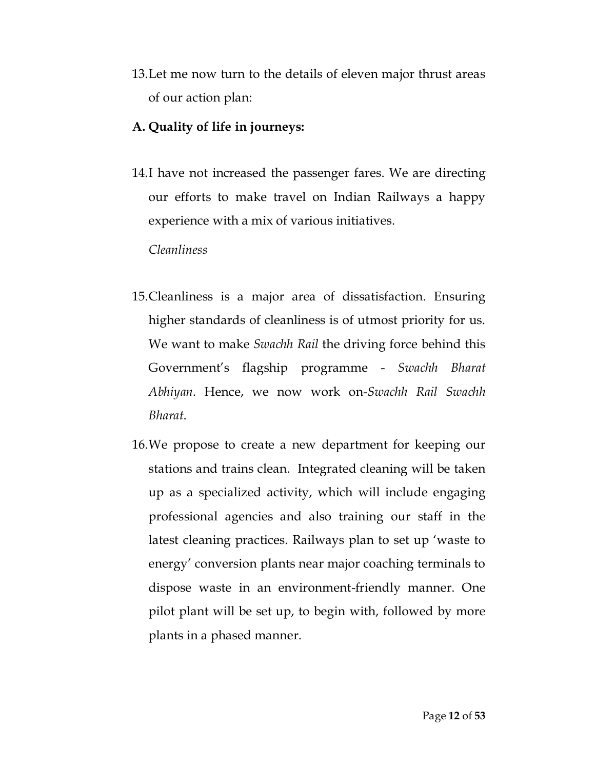13. Let me now turn to the details of eleven major thrust areas of our action plan:

**A. Quality of life in journeys:**

14. I have not increased the passenger fares. We are directing our efforts to make travel on Indian Railways a happy experience with a mix of various initiatives.

*Cleanliness*

15. Cleanliness is a major area of dissatisfaction. Ensuring higher standards of cleanliness is of utmost priority for us. We want to make *Swachh Rail* the driving force behind this Government's flagship programme - *Swachh Bharat Abhiyan*. Hence, we now work on-*Swachh Rail Swachh Bharat*.

16. We propose to create a new department for keeping our stations and trains clean. Integrated cleaning will be taken up as a specialized activity, which will include engaging professional agencies and also training our staff in the latest cleaning practices. Railways plan to set up 'waste to energy' conversion plants near major coaching terminals to dispose waste in an environment-friendly manner. One pilot plant will be set up, to begin with, followed by more plants in a phased manner.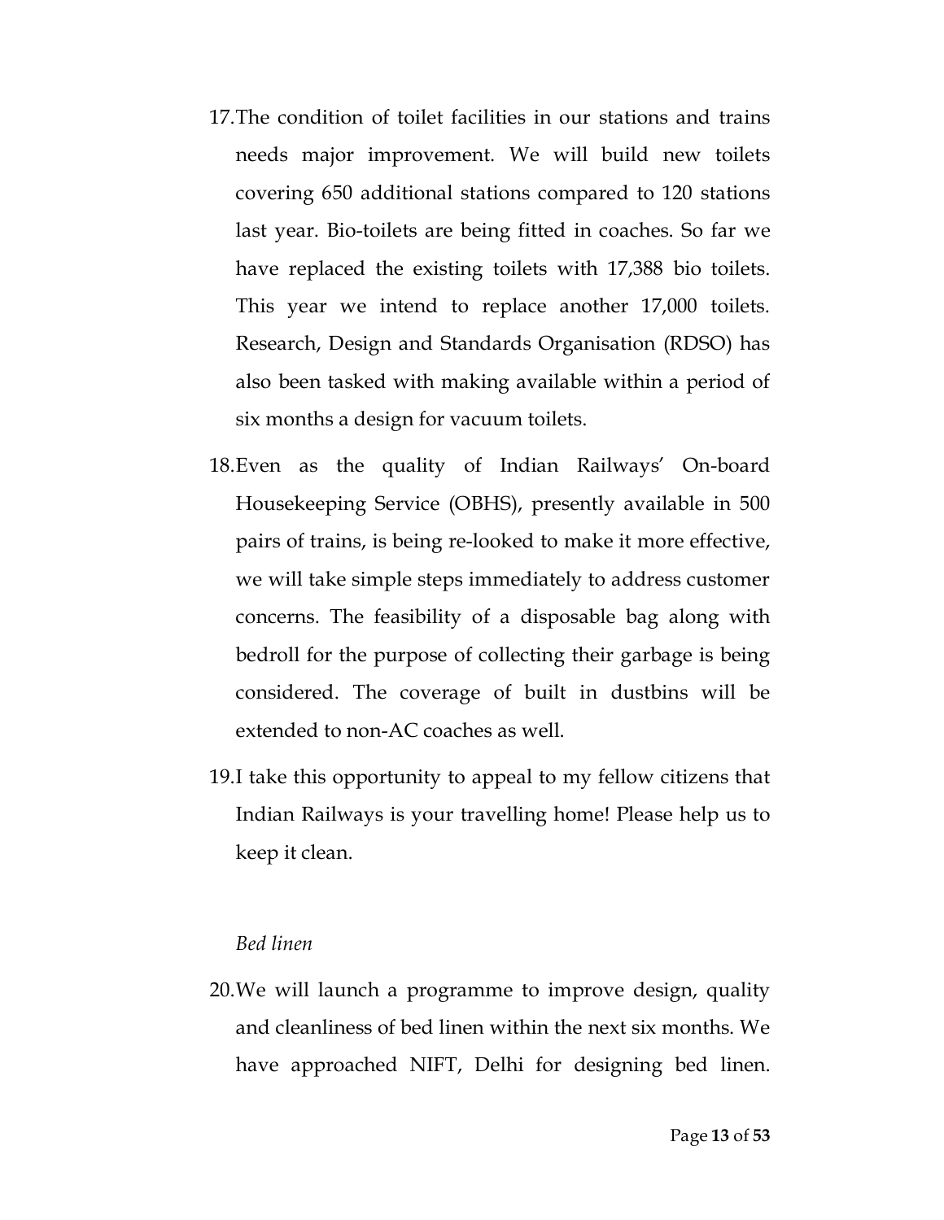17. The condition of toilet facilities in our stations and trains needs major improvement. We will build new toilets covering 650 additional stations compared to 120 stations last year. Bio-toilets are being fitted in coaches. So far we have replaced the existing toilets with 17,388 bio toilets. This year we intend to replace another 17,000 toilets. Research, Design and Standards Organisation (RDSO) has also been tasked with making available within a period of six months a design for vacuum toilets.

18. Even as the quality of Indian Railways' On-board Housekeeping Service (OBHS), presently available in 500 pairs of trains, is being re-looked to make it more effective, we will take simple steps immediately to address customer concerns. The feasibility of a disposable bag along with bedroll for the purpose of collecting their garbage is being considered. The coverage of built in dustbins will be extended to non-AC coaches as well.

19. I take this opportunity to appeal to my fellow citizens that Indian Railways is your travelling home! Please help us to keep it clean.

*Bed linen*

20. We will launch a programme to improve design, quality and cleanliness of bed linen within the next six months. We have approached NIFT, Delhi for designing bed linen.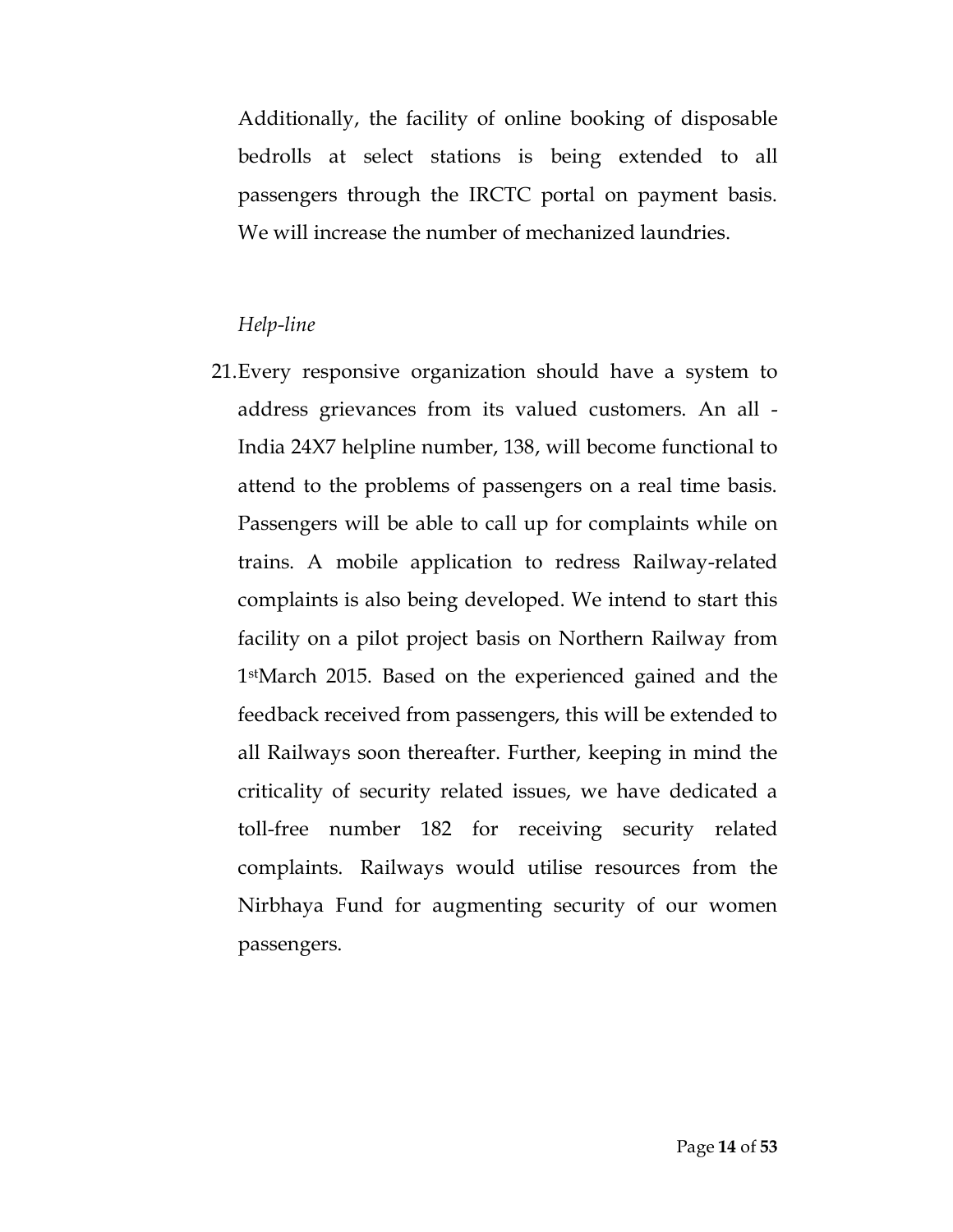Additionally, the facility of online booking of disposable bedrolls at select stations is being extended to all passengers through the IRCTC portal on payment basis. We will increase the number of mechanized laundries.

*Help-line*

21. Every responsive organization should have a system to address grievances from its valued customers. An all - India 24X7 helpline number, 138, will become functional to attend to the problems of passengers on a real time basis. Passengers will be able to call up for complaints while on trains. A mobile application to redress Railway-related complaints is also being developed. We intend to start this facility on a pilot project basis on Northern Railway from 1st March 2015. Based on the experienced gained and the feedback received from passengers, this will be extended to all Railways soon thereafter. Further, keeping in mind the criticality of security related issues, we have dedicated a toll-free number 182 for receiving security related complaints. Railways would utilise resources from the Nirbhaya Fund for augmenting security of our women passengers.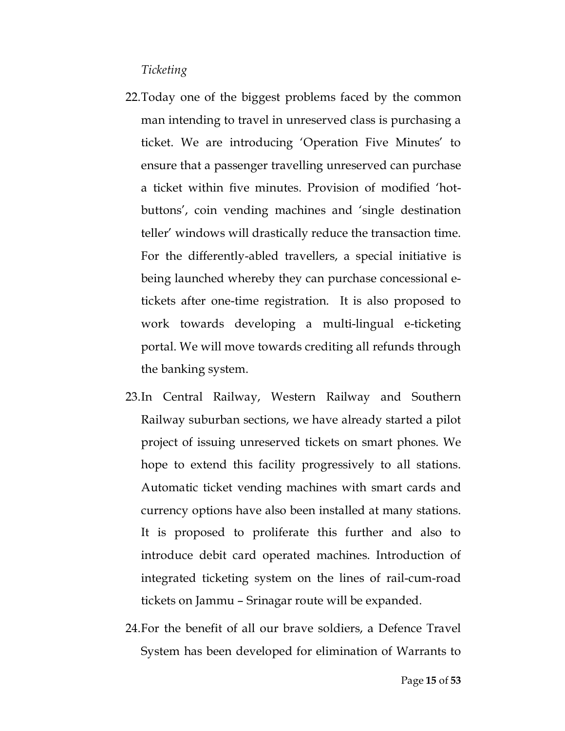*Ticketing*

22. Today one of the biggest problems faced by the common man intending to travel in unreserved class is purchasing a ticket. We are introducing 'Operation Five Minutes' to ensure that a passenger travelling unreserved can purchase a ticket within five minutes. Provision of modified 'hot-buttons', coin vending machines and 'single destination teller' windows will drastically reduce the transaction time. For the differently-abled travellers, a special initiative is being launched whereby they can purchase concessional e-tickets after one-time registration. It is also proposed to work towards developing a multi-lingual e-ticketing portal. We will move towards crediting all refunds through the banking system.

23. In Central Railway, Western Railway and Southern Railway suburban sections, we have already started a pilot project of issuing unreserved tickets on smart phones. We hope to extend this facility progressively to all stations. Automatic ticket vending machines with smart cards and currency options have also been installed at many stations. It is proposed to proliferate this further and also to introduce debit card operated machines. Introduction of integrated ticketing system on the lines of rail-cum-road tickets on Jammu – Srinagar route will be expanded.

24. For the benefit of all our brave soldiers, a Defence Travel System has been developed for elimination of Warrants to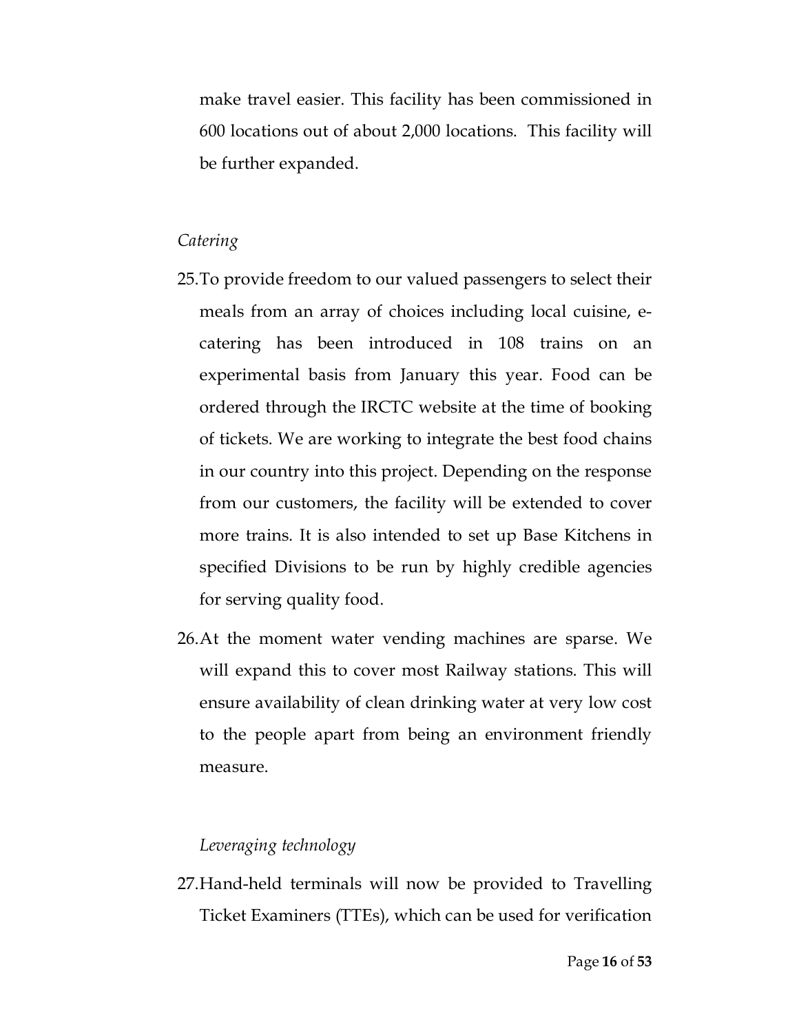make travel easier. This facility has been commissioned in 600 locations out of about 2,000 locations. This facility will be further expanded.

*Catering*

25. To provide freedom to our valued passengers to select their meals from an array of choices including local cuisine, e-catering has been introduced in 108 trains on an experimental basis from January this year. Food can be ordered through the IRCTC website at the time of booking of tickets. We are working to integrate the best food chains in our country into this project. Depending on the response from our customers, the facility will be extended to cover more trains. It is also intended to set up Base Kitchens in specified Divisions to be run by highly credible agencies for serving quality food.

26. At the moment water vending machines are sparse. We will expand this to cover most Railway stations. This will ensure availability of clean drinking water at very low cost to the people apart from being an environment friendly measure.

*Leveraging technology*

27. Hand-held terminals will now be provided to Travelling Ticket Examiners (TTEs), which can be used for verification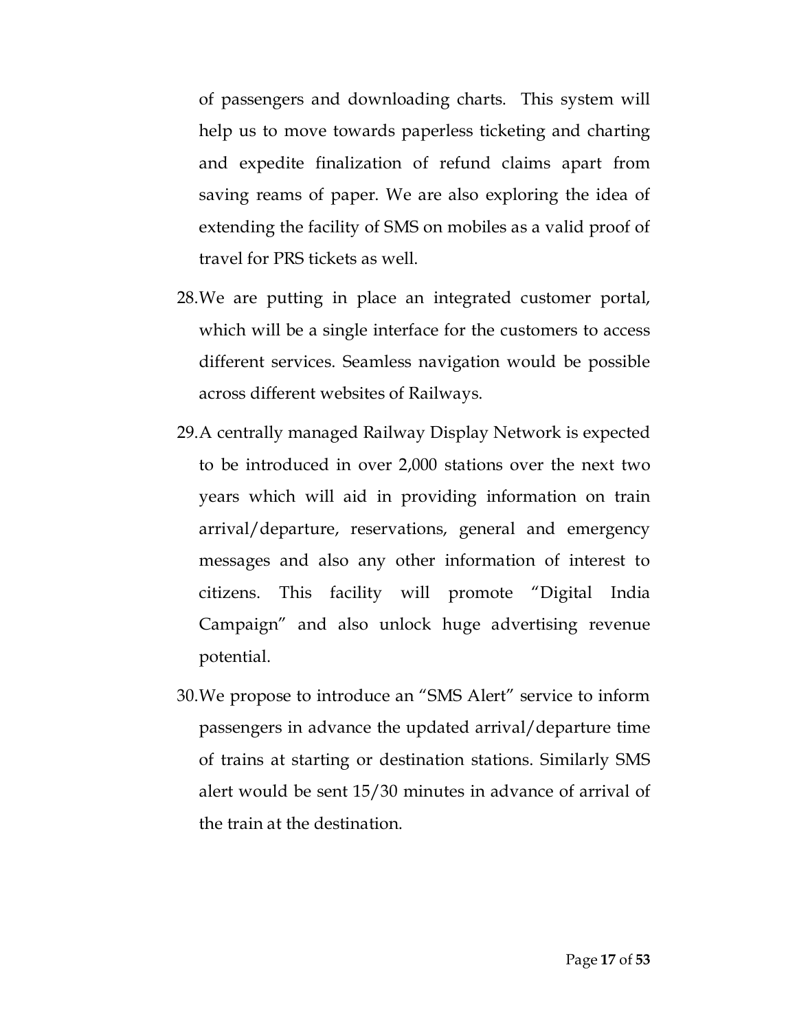of passengers and downloading charts. This system will help us to move towards paperless ticketing and charting and expedite finalization of refund claims apart from saving reams of paper. We are also exploring the idea of extending the facility of SMS on mobiles as a valid proof of travel for PRS tickets as well.

28. We are putting in place an integrated customer portal, which will be a single interface for the customers to access different services. Seamless navigation would be possible across different websites of Railways.

29. A centrally managed Railway Display Network is expected to be introduced in over 2,000 stations over the next two years which will aid in providing information on train arrival/departure, reservations, general and emergency messages and also any other information of interest to citizens. This facility will promote "Digital India Campaign" and also unlock huge advertising revenue potential.

30. We propose to introduce an "SMS Alert" service to inform passengers in advance the updated arrival/departure time of trains at starting or destination stations. Similarly SMS alert would be sent 15/30 minutes in advance of arrival of the train at the destination.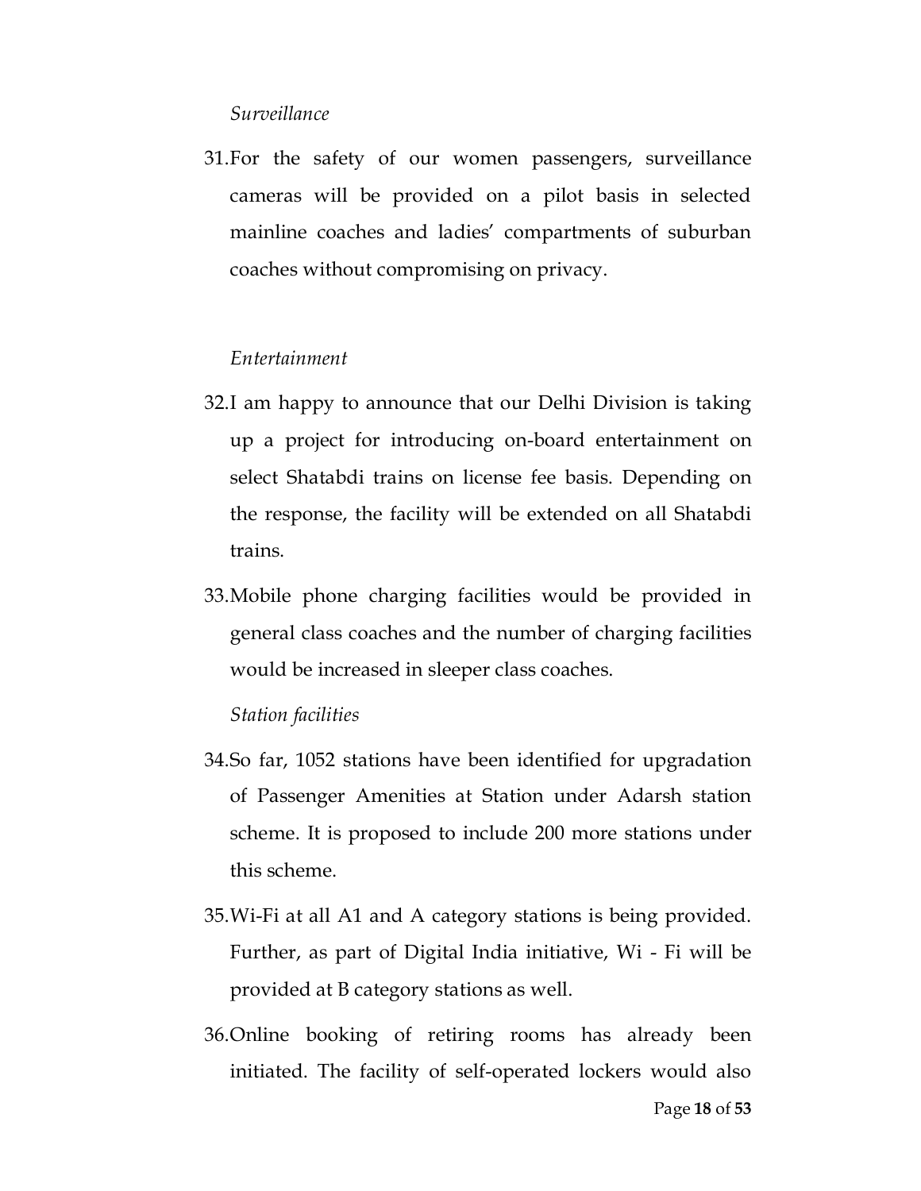*Surveillance*

31. For the safety of our women passengers, surveillance cameras will be provided on a pilot basis in selected mainline coaches and ladies' compartments of suburban coaches without compromising on privacy.

*Entertainment*

32. I am happy to announce that our Delhi Division is taking up a project for introducing on-board entertainment on select Shatabdi trains on license fee basis. Depending on the response, the facility will be extended on all Shatabdi trains.

33. Mobile phone charging facilities would be provided in general class coaches and the number of charging facilities would be increased in sleeper class coaches.

*Station facilities*

34. So far, 1052 stations have been identified for upgradation of Passenger Amenities at Station under Adarsh station scheme. It is proposed to include 200 more stations under this scheme.

35. Wi-Fi at all A1 and A category stations is being provided. Further, as part of Digital India initiative, Wi - Fi will be provided at B category stations as well.

36. Online booking of retiring rooms has already been initiated. The facility of self-operated lockers would also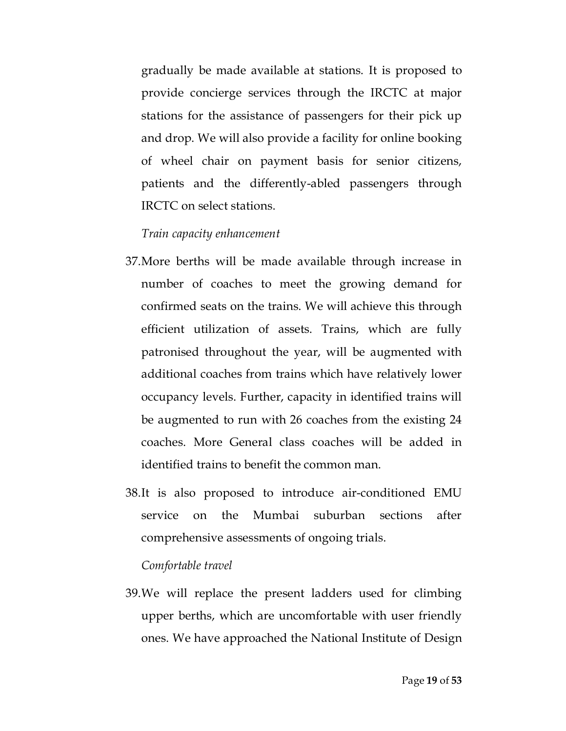gradually be made available at stations. It is proposed to provide concierge services through the IRCTC at major stations for the assistance of passengers for their pick up and drop. We will also provide a facility for online booking of wheel chair on payment basis for senior citizens, patients and the differently-abled passengers through IRCTC on select stations.

*Train capacity enhancement*

37. More berths will be made available through increase in number of coaches to meet the growing demand for confirmed seats on the trains. We will achieve this through efficient utilization of assets. Trains, which are fully patronised throughout the year, will be augmented with additional coaches from trains which have relatively lower occupancy levels. Further, capacity in identified trains will be augmented to run with 26 coaches from the existing 24 coaches. More General class coaches will be added in identified trains to benefit the common man.

38. It is also proposed to introduce air-conditioned EMU service on the Mumbai suburban sections after comprehensive assessments of ongoing trials.

*Comfortable travel*

39. We will replace the present ladders used for climbing upper berths, which are uncomfortable with user friendly ones. We have approached the National Institute of Design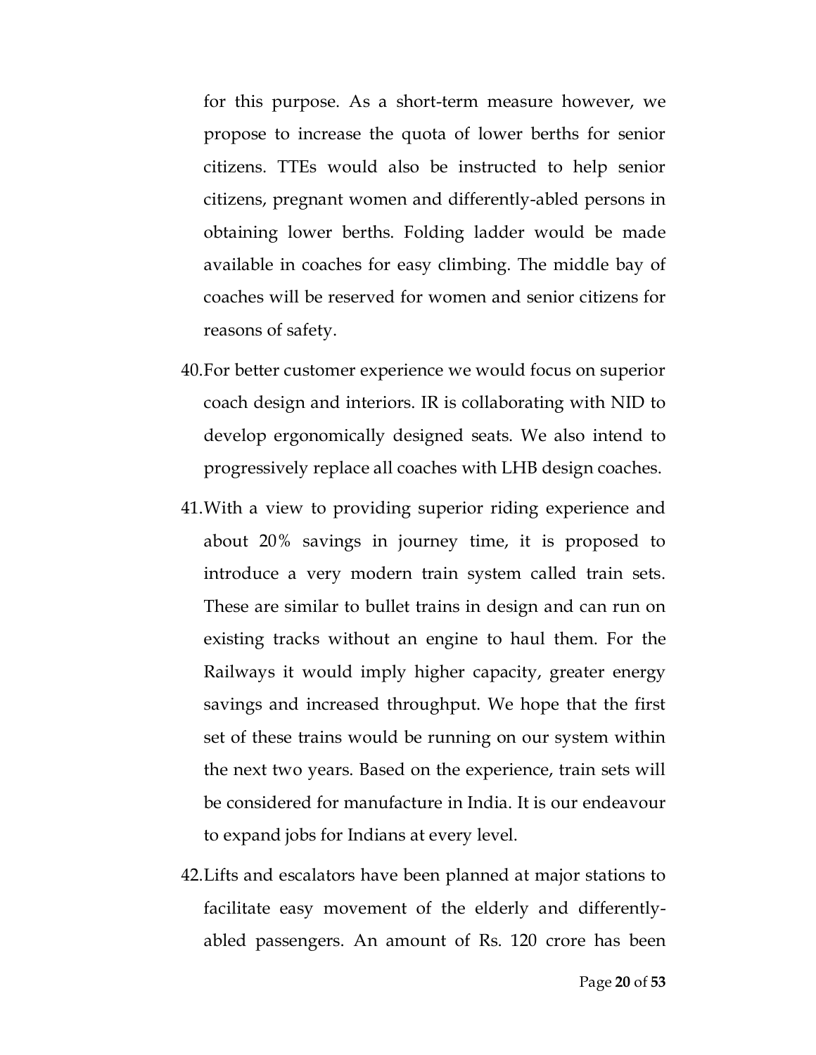for this purpose. As a short-term measure however, we propose to increase the quota of lower berths for senior citizens. TTEs would also be instructed to help senior citizens, pregnant women and differently-abled persons in obtaining lower berths. Folding ladder would be made available in coaches for easy climbing. The middle bay of coaches will be reserved for women and senior citizens for reasons of safety.

40. For better customer experience we would focus on superior coach design and interiors. IR is collaborating with NID to develop ergonomically designed seats. We also intend to progressively replace all coaches with LHB design coaches.

41. With a view to providing superior riding experience and about 20% savings in journey time, it is proposed to introduce a very modern train system called train sets. These are similar to bullet trains in design and can run on existing tracks without an engine to haul them. For the Railways it would imply higher capacity, greater energy savings and increased throughput. We hope that the first set of these trains would be running on our system within the next two years. Based on the experience, train sets will be considered for manufacture in India. It is our endeavour to expand jobs for Indians at every level.

42. Lifts and escalators have been planned at major stations to facilitate easy movement of the elderly and differently-abled passengers. An amount of Rs. 120 crore has been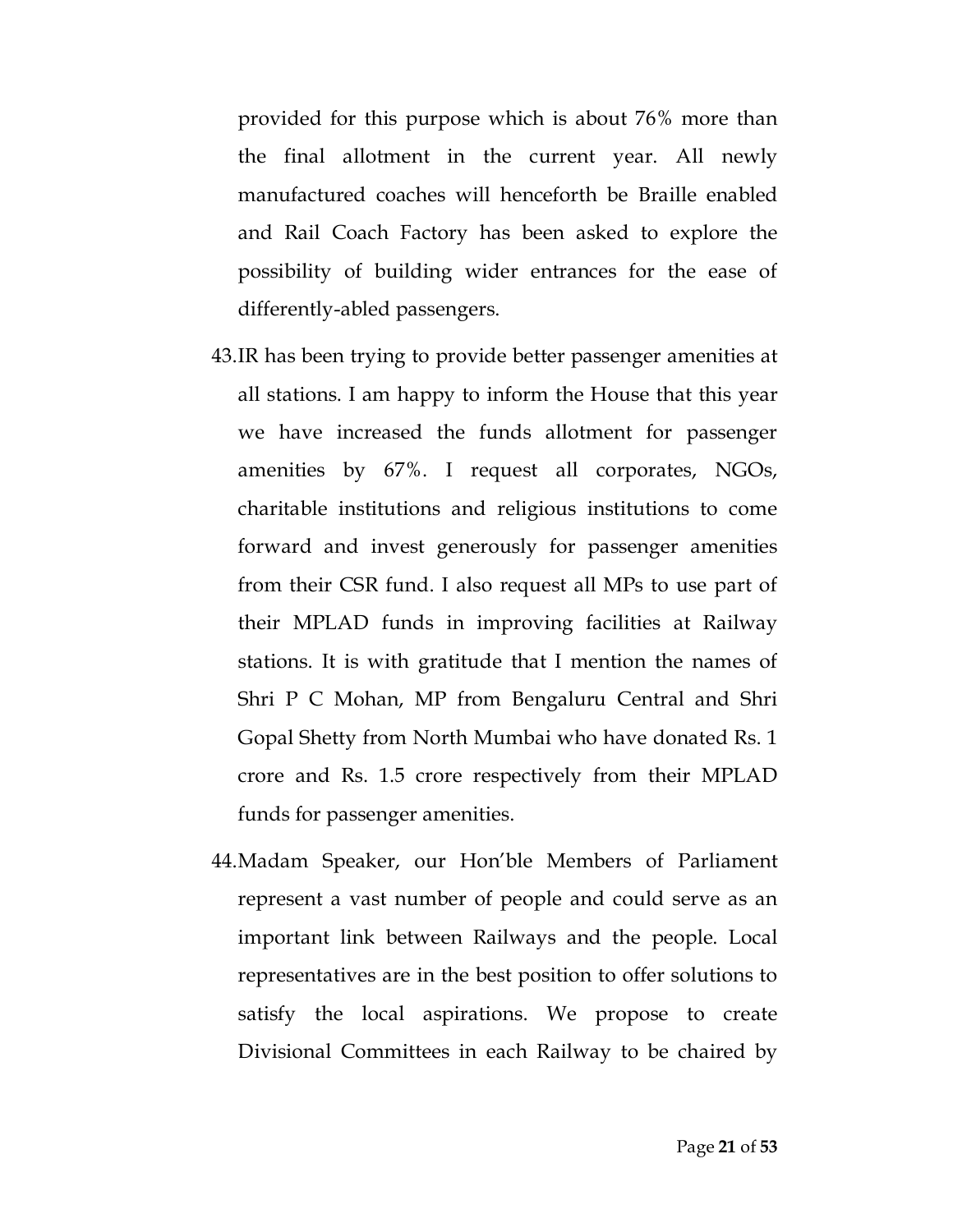provided for this purpose which is about 76% more than the final allotment in the current year. All newly manufactured coaches will henceforth be Braille enabled and Rail Coach Factory has been asked to explore the possibility of building wider entrances for the ease of differently-abled passengers.

43. IR has been trying to provide better passenger amenities at all stations. I am happy to inform the House that this year we have increased the funds allotment for passenger amenities by 67%. I request all corporates, NGOs, charitable institutions and religious institutions to come forward and invest generously for passenger amenities from their CSR fund. I also request all MPs to use part of their MPLAD funds in improving facilities at Railway stations. It is with gratitude that I mention the names of Shri P C Mohan, MP from Bengaluru Central and Shri Gopal Shetty from North Mumbai who have donated Rs. 1 crore and Rs. 1.5 crore respectively from their MPLAD funds for passenger amenities.

44. Madam Speaker, our Hon'ble Members of Parliament represent a vast number of people and could serve as an important link between Railways and the people. Local representatives are in the best position to offer solutions to satisfy the local aspirations. We propose to create Divisional Committees in each Railway to be chaired by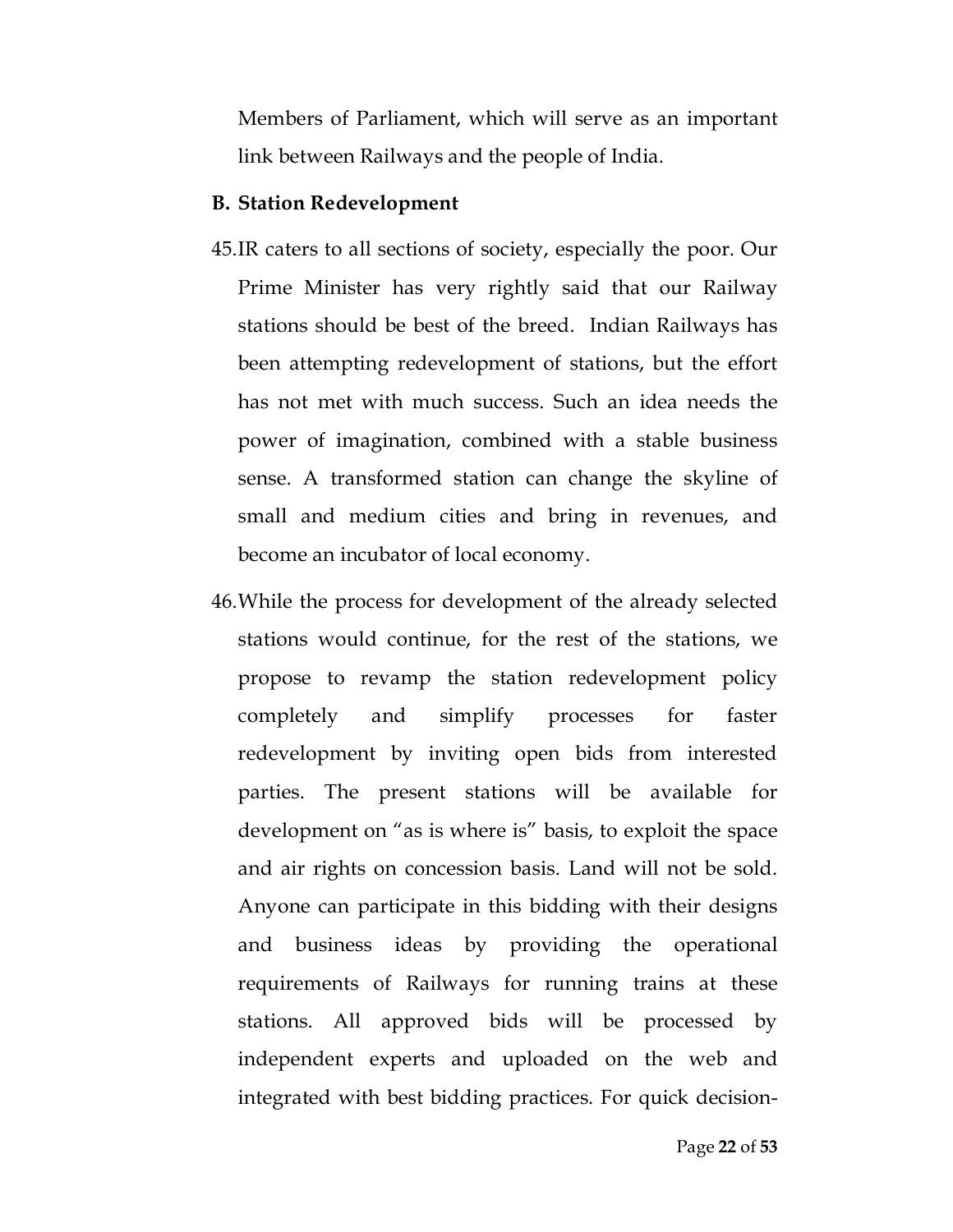Members of Parliament, which will serve as an important link between Railways and the people of India.

**B. Station Redevelopment**

45. IR caters to all sections of society, especially the poor. Our Prime Minister has very rightly said that our Railway stations should be best of the breed. Indian Railways has been attempting redevelopment of stations, but the effort has not met with much success. Such an idea needs the power of imagination, combined with a stable business sense. A transformed station can change the skyline of small and medium cities and bring in revenues, and become an incubator of local economy.

46. While the process for development of the already selected stations would continue, for the rest of the stations, we propose to revamp the station redevelopment policy completely and simplify processes for faster redevelopment by inviting open bids from interested parties. The present stations will be available for development on "as is where is" basis, to exploit the space and air rights on concession basis. Land will not be sold. Anyone can participate in this bidding with their designs and business ideas by providing the operational requirements of Railways for running trains at these stations. All approved bids will be processed by independent experts and uploaded on the web and integrated with best bidding practices. For quick decision-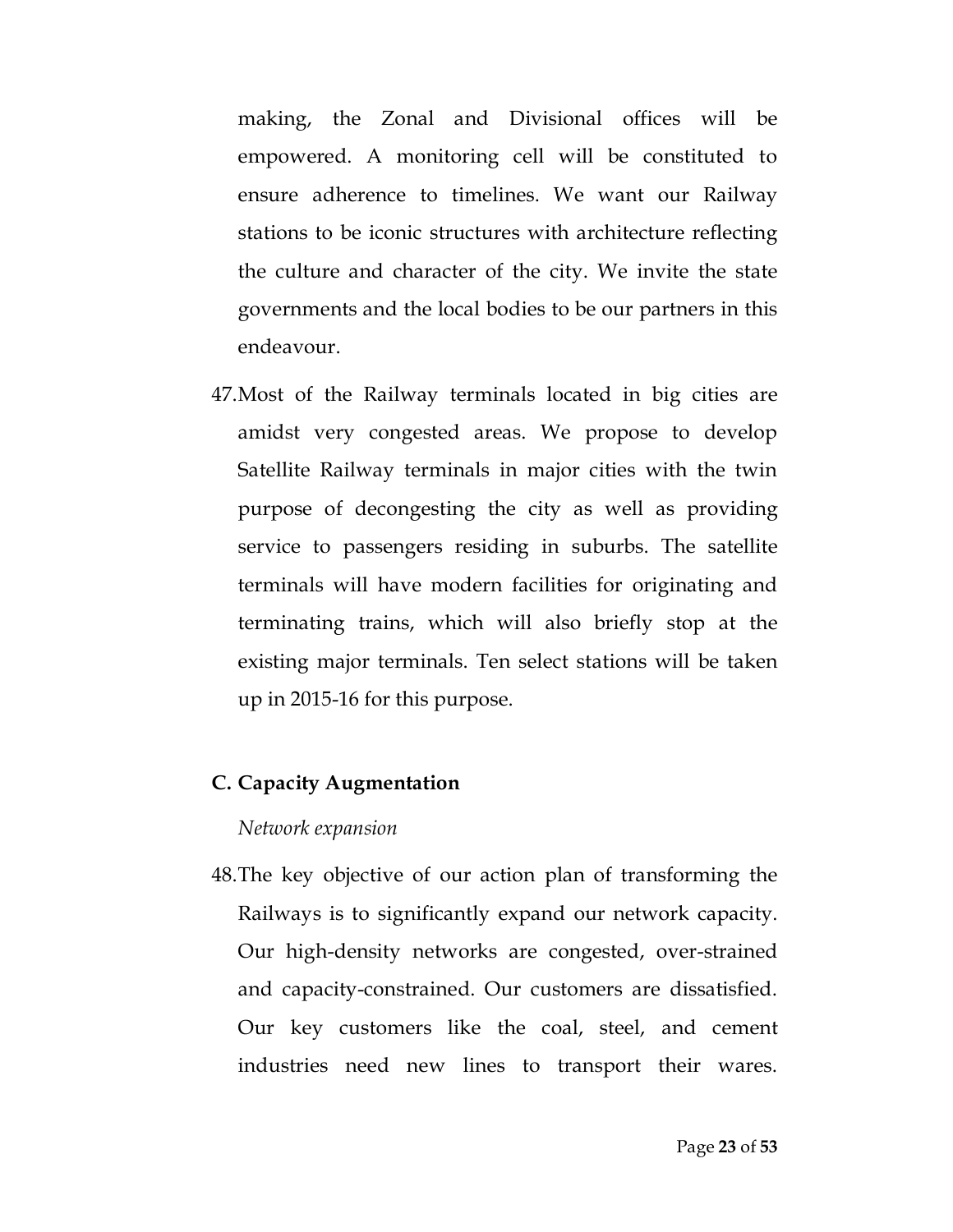making, the Zonal and Divisional offices will be empowered. A monitoring cell will be constituted to ensure adherence to timelines. We want our Railway stations to be iconic structures with architecture reflecting the culture and character of the city. We invite the state governments and the local bodies to be our partners in this endeavour.

47. Most of the Railway terminals located in big cities are amidst very congested areas. We propose to develop Satellite Railway terminals in major cities with the twin purpose of decongesting the city as well as providing service to passengers residing in suburbs. The satellite terminals will have modern facilities for originating and terminating trains, which will also briefly stop at the existing major terminals. Ten select stations will be taken up in 2015-16 for this purpose.

## C. Capacity Augmentation

*Network expansion*

48. The key objective of our action plan of transforming the Railways is to significantly expand our network capacity. Our high-density networks are congested, over-strained and capacity-constrained. Our customers are dissatisfied. Our key customers like the coal, steel, and cement industries need new lines to transport their wares.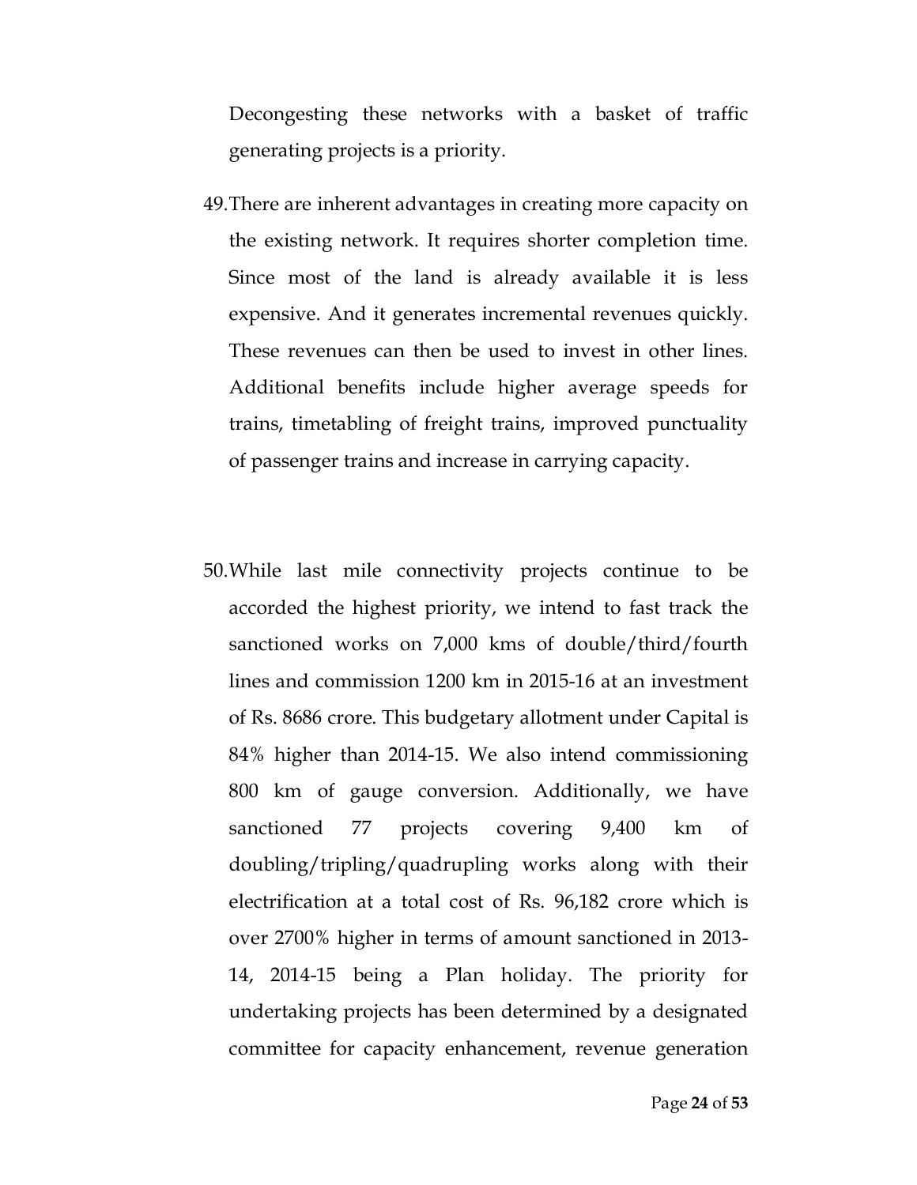Decongesting these networks with a basket of traffic generating projects is a priority.

49. There are inherent advantages in creating more capacity on the existing network. It requires shorter completion time. Since most of the land is already available it is less expensive. And it generates incremental revenues quickly. These revenues can then be used to invest in other lines. Additional benefits include higher average speeds for trains, timetabling of freight trains, improved punctuality of passenger trains and increase in carrying capacity.

50. While last mile connectivity projects continue to be accorded the highest priority, we intend to fast track the sanctioned works on 7,000 kms of double/third/fourth lines and commission 1200 km in 2015-16 at an investment of Rs. 8686 crore. This budgetary allotment under Capital is 84% higher than 2014-15. We also intend commissioning 800 km of gauge conversion. Additionally, we have sanctioned 77 projects covering 9,400 km of doubling/tripling/quadrupling works along with their electrification at a total cost of Rs. 96,182 crore which is over 2700% higher in terms of amount sanctioned in 2013-14, 2014-15 being a Plan holiday. The priority for undertaking projects has been determined by a designated committee for capacity enhancement, revenue generation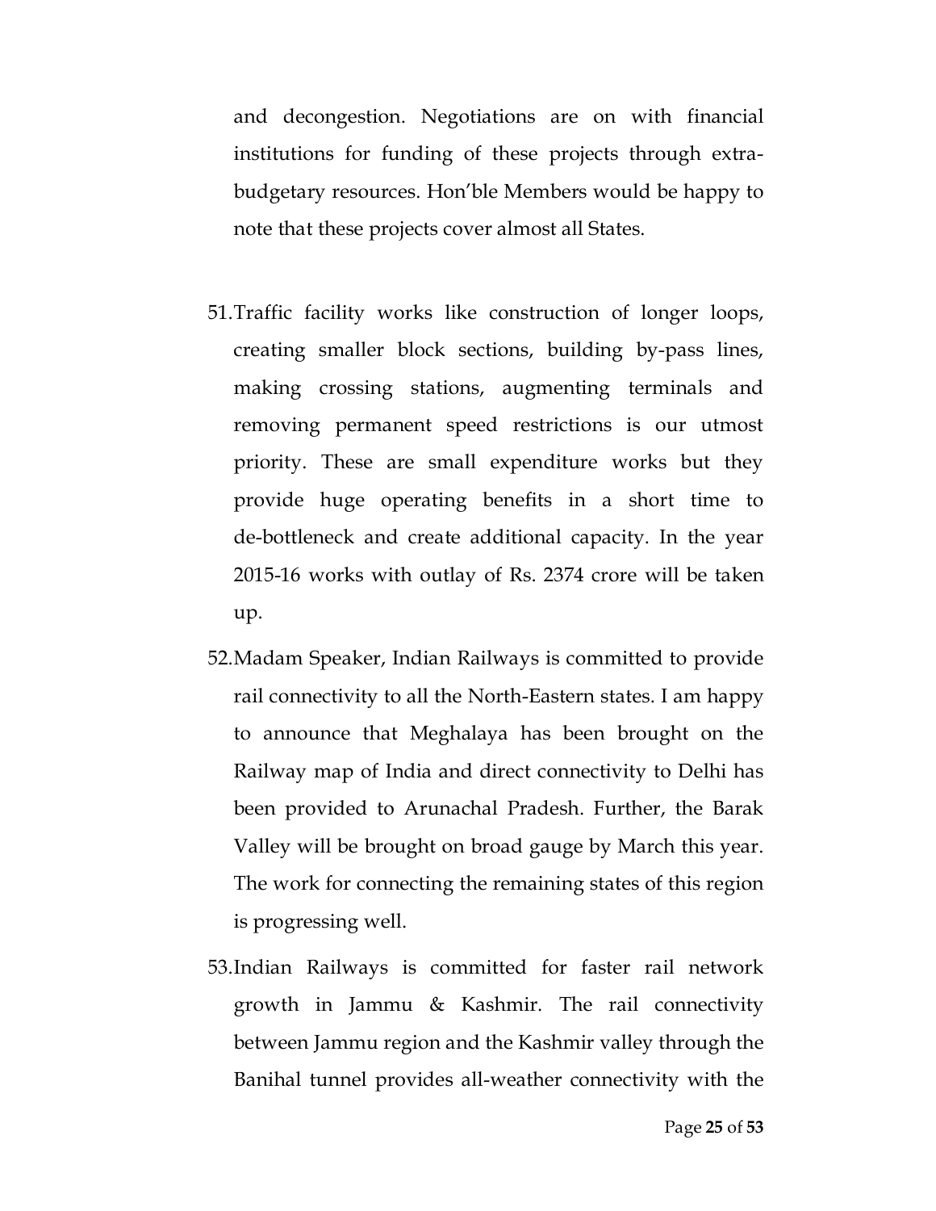and decongestion. Negotiations are on with financial institutions for funding of these projects through extra-budgetary resources. Hon'ble Members would be happy to note that these projects cover almost all States.

51. Traffic facility works like construction of longer loops, creating smaller block sections, building by-pass lines, making crossing stations, augmenting terminals and removing permanent speed restrictions is our utmost priority. These are small expenditure works but they provide huge operating benefits in a short time to de-bottleneck and create additional capacity. In the year 2015-16 works with outlay of Rs. 2374 crore will be taken up.

52. Madam Speaker, Indian Railways is committed to provide rail connectivity to all the North-Eastern states. I am happy to announce that Meghalaya has been brought on the Railway map of India and direct connectivity to Delhi has been provided to Arunachal Pradesh. Further, the Barak Valley will be brought on broad gauge by March this year. The work for connecting the remaining states of this region is progressing well.

53. Indian Railways is committed for faster rail network growth in Jammu & Kashmir. The rail connectivity between Jammu region and the Kashmir valley through the Banihal tunnel provides all-weather connectivity with the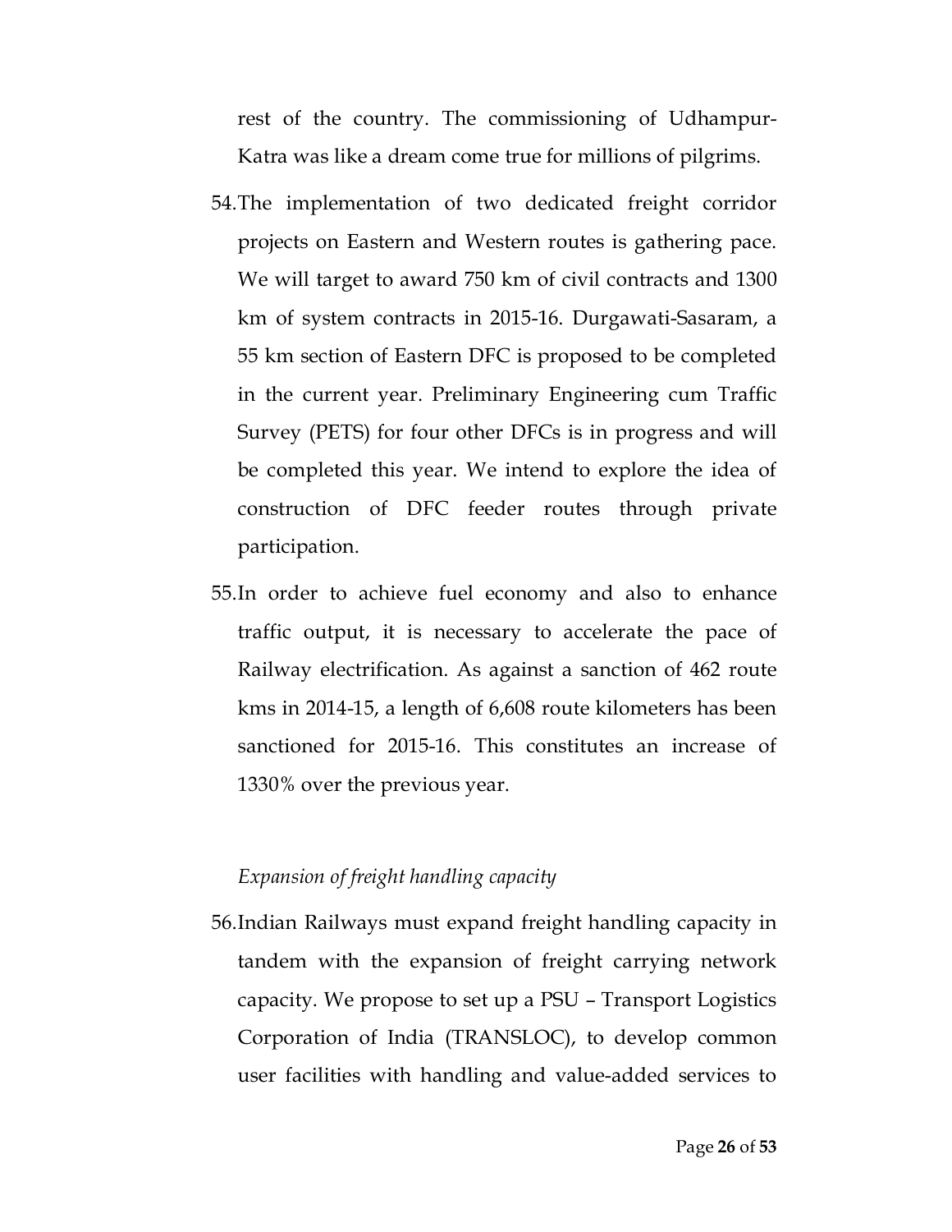rest of the country. The commissioning of Udhampur-Katra was like a dream come true for millions of pilgrims.

54. The implementation of two dedicated freight corridor projects on Eastern and Western routes is gathering pace. We will target to award 750 km of civil contracts and 1300 km of system contracts in 2015-16. Durgawati-Sasaram, a 55 km section of Eastern DFC is proposed to be completed in the current year. Preliminary Engineering cum Traffic Survey (PETS) for four other DFCs is in progress and will be completed this year. We intend to explore the idea of construction of DFC feeder routes through private participation.

55. In order to achieve fuel economy and also to enhance traffic output, it is necessary to accelerate the pace of Railway electrification. As against a sanction of 462 route kms in 2014-15, a length of 6,608 route kilometers has been sanctioned for 2015-16. This constitutes an increase of 1330% over the previous year.

*Expansion of freight handling capacity*

56. Indian Railways must expand freight handling capacity in tandem with the expansion of freight carrying network capacity. We propose to set up a PSU – Transport Logistics Corporation of India (TRANSLOC), to develop common user facilities with handling and value-added services to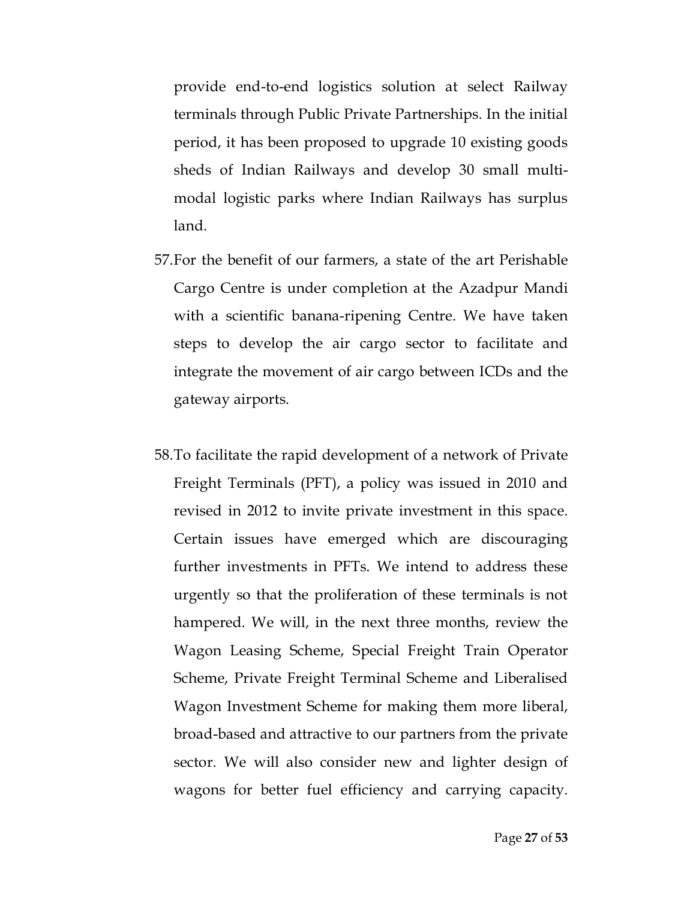provide end-to-end logistics solution at select Railway terminals through Public Private Partnerships. In the initial period, it has been proposed to upgrade 10 existing goods sheds of Indian Railways and develop 30 small multi-modal logistic parks where Indian Railways has surplus land.

57. For the benefit of our farmers, a state of the art Perishable Cargo Centre is under completion at the Azadpur Mandi with a scientific banana-ripening Centre. We have taken steps to develop the air cargo sector to facilitate and integrate the movement of air cargo between ICDs and the gateway airports.

58. To facilitate the rapid development of a network of Private Freight Terminals (PFT), a policy was issued in 2010 and revised in 2012 to invite private investment in this space. Certain issues have emerged which are discouraging further investments in PFTs. We intend to address these urgently so that the proliferation of these terminals is not hampered. We will, in the next three months, review the Wagon Leasing Scheme, Special Freight Train Operator Scheme, Private Freight Terminal Scheme and Liberalised Wagon Investment Scheme for making them more liberal, broad-based and attractive to our partners from the private sector. We will also consider new and lighter design of wagons for better fuel efficiency and carrying capacity.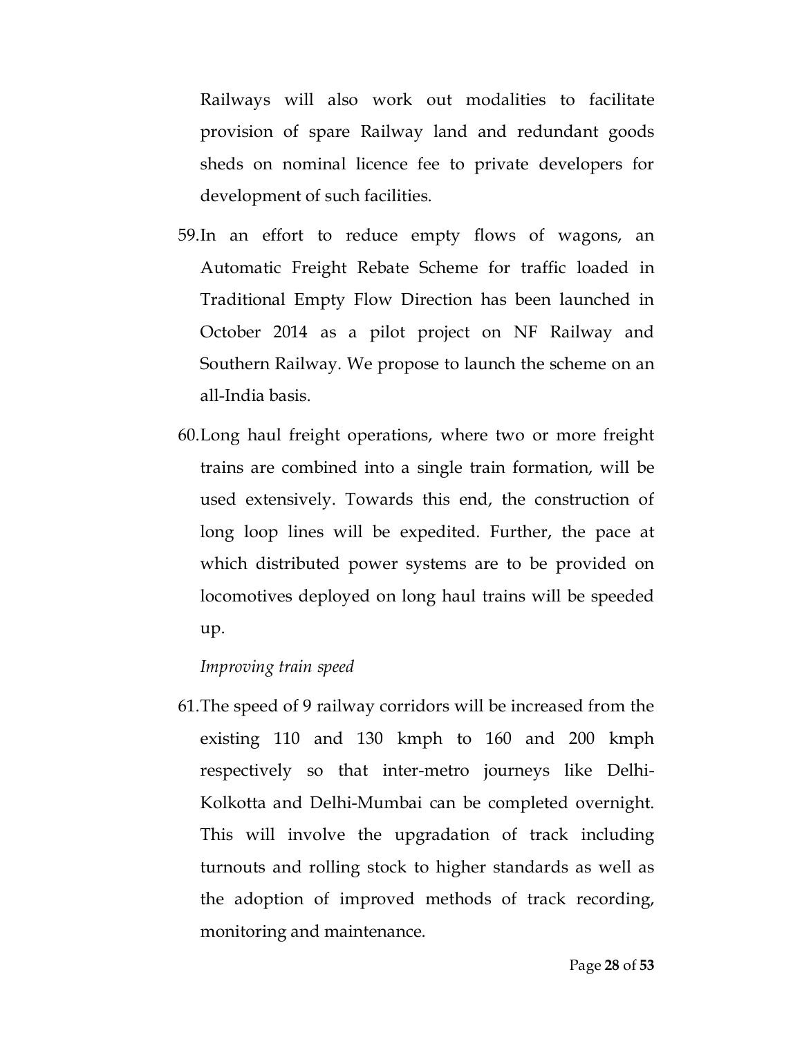Railways will also work out modalities to facilitate provision of spare Railway land and redundant goods sheds on nominal licence fee to private developers for development of such facilities.

59. In an effort to reduce empty flows of wagons, an Automatic Freight Rebate Scheme for traffic loaded in Traditional Empty Flow Direction has been launched in October 2014 as a pilot project on NF Railway and Southern Railway. We propose to launch the scheme on an all-India basis.

60. Long haul freight operations, where two or more freight trains are combined into a single train formation, will be used extensively. Towards this end, the construction of long loop lines will be expedited. Further, the pace at which distributed power systems are to be provided on locomotives deployed on long haul trains will be speeded up.

*Improving train speed*

61. The speed of 9 railway corridors will be increased from the existing 110 and 130 kmph to 160 and 200 kmph respectively so that inter-metro journeys like Delhi-Kolkotta and Delhi-Mumbai can be completed overnight. This will involve the upgradation of track including turnouts and rolling stock to higher standards as well as the adoption of improved methods of track recording, monitoring and maintenance.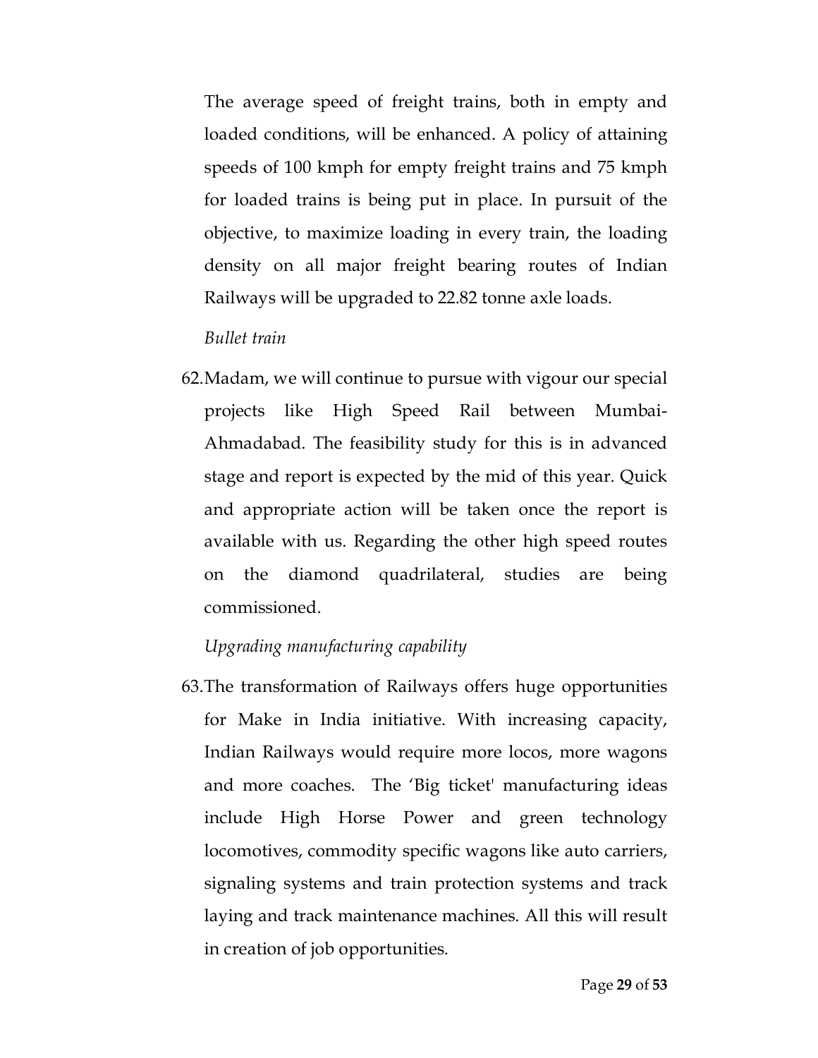The average speed of freight trains, both in empty and loaded conditions, will be enhanced. A policy of attaining speeds of 100 kmph for empty freight trains and 75 kmph for loaded trains is being put in place. In pursuit of the objective, to maximize loading in every train, the loading density on all major freight bearing routes of Indian Railways will be upgraded to 22.82 tonne axle loads.

*Bullet train*

62. Madam, we will continue to pursue with vigour our special projects like High Speed Rail between Mumbai-Ahmadabad. The feasibility study for this is in advanced stage and report is expected by the mid of this year. Quick and appropriate action will be taken once the report is available with us. Regarding the other high speed routes on the diamond quadrilateral, studies are being commissioned.

*Upgrading manufacturing capability*

63. The transformation of Railways offers huge opportunities for Make in India initiative. With increasing capacity, Indian Railways would require more locos, more wagons and more coaches. The 'Big ticket' manufacturing ideas include High Horse Power and green technology locomotives, commodity specific wagons like auto carriers, signaling systems and train protection systems and track laying and track maintenance machines. All this will result in creation of job opportunities.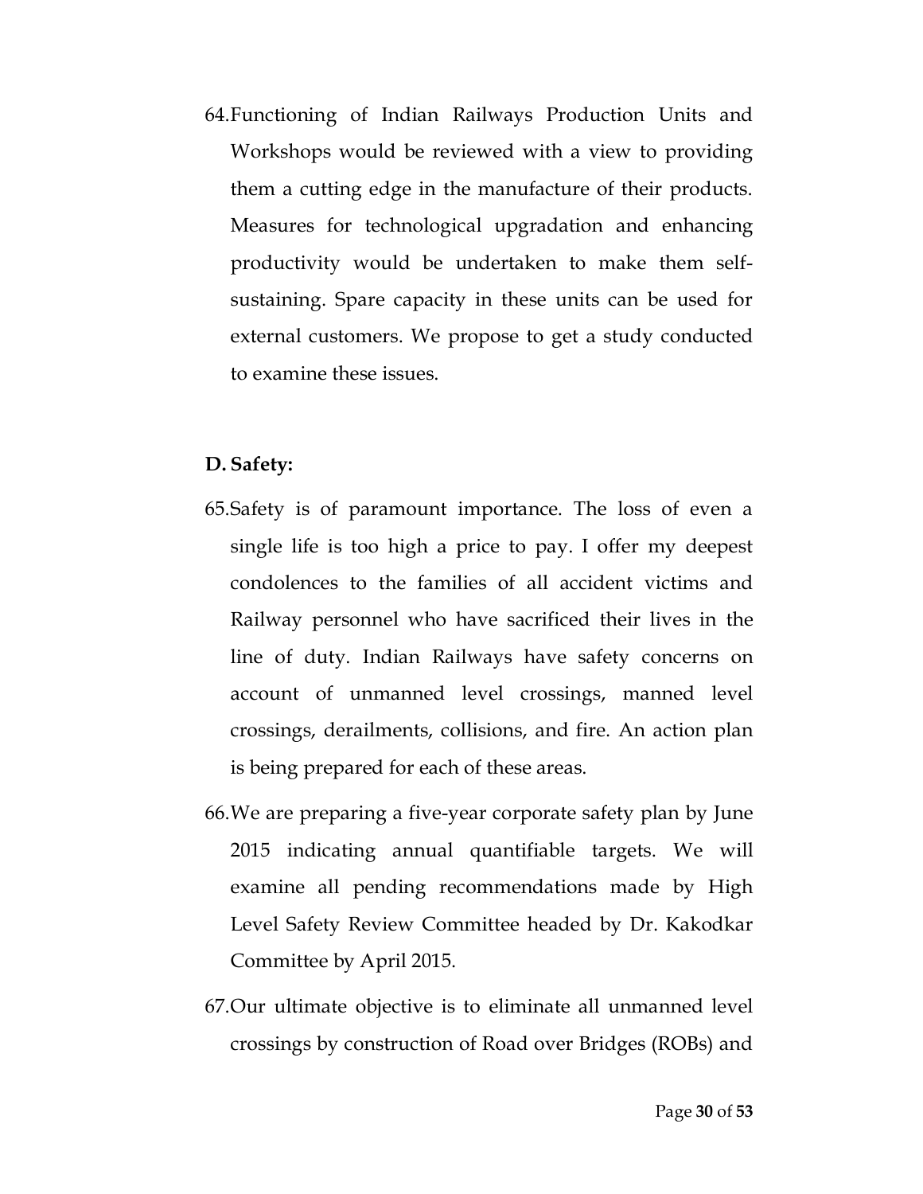64. Functioning of Indian Railways Production Units and Workshops would be reviewed with a view to providing them a cutting edge in the manufacture of their products. Measures for technological upgradation and enhancing productivity would be undertaken to make them self-sustaining. Spare capacity in these units can be used for external customers. We propose to get a study conducted to examine these issues.

**D. Safety:**

65. Safety is of paramount importance. The loss of even a single life is too high a price to pay. I offer my deepest condolences to the families of all accident victims and Railway personnel who have sacrificed their lives in the line of duty. Indian Railways have safety concerns on account of unmanned level crossings, manned level crossings, derailments, collisions, and fire. An action plan is being prepared for each of these areas.

66. We are preparing a five-year corporate safety plan by June 2015 indicating annual quantifiable targets. We will examine all pending recommendations made by High Level Safety Review Committee headed by Dr. Kakodkar Committee by April 2015.

67. Our ultimate objective is to eliminate all unmanned level crossings by construction of Road over Bridges (ROBs) and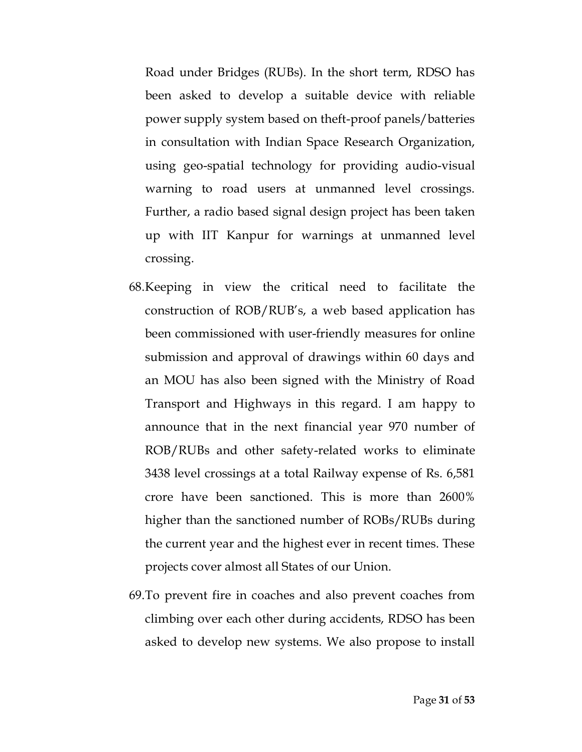Road under Bridges (RUBs). In the short term, RDSO has been asked to develop a suitable device with reliable power supply system based on theft-proof panels/batteries in consultation with Indian Space Research Organization, using geo-spatial technology for providing audio-visual warning to road users at unmanned level crossings. Further, a radio based signal design project has been taken up with IIT Kanpur for warnings at unmanned level crossing.

68. Keeping in view the critical need to facilitate the construction of ROB/RUB's, a web based application has been commissioned with user-friendly measures for online submission and approval of drawings within 60 days and an MOU has also been signed with the Ministry of Road Transport and Highways in this regard. I am happy to announce that in the next financial year 970 number of ROB/RUBs and other safety-related works to eliminate 3438 level crossings at a total Railway expense of Rs. 6,581 crore have been sanctioned. This is more than 2600% higher than the sanctioned number of ROBs/RUBs during the current year and the highest ever in recent times. These projects cover almost all States of our Union.

69. To prevent fire in coaches and also prevent coaches from climbing over each other during accidents, RDSO has been asked to develop new systems. We also propose to install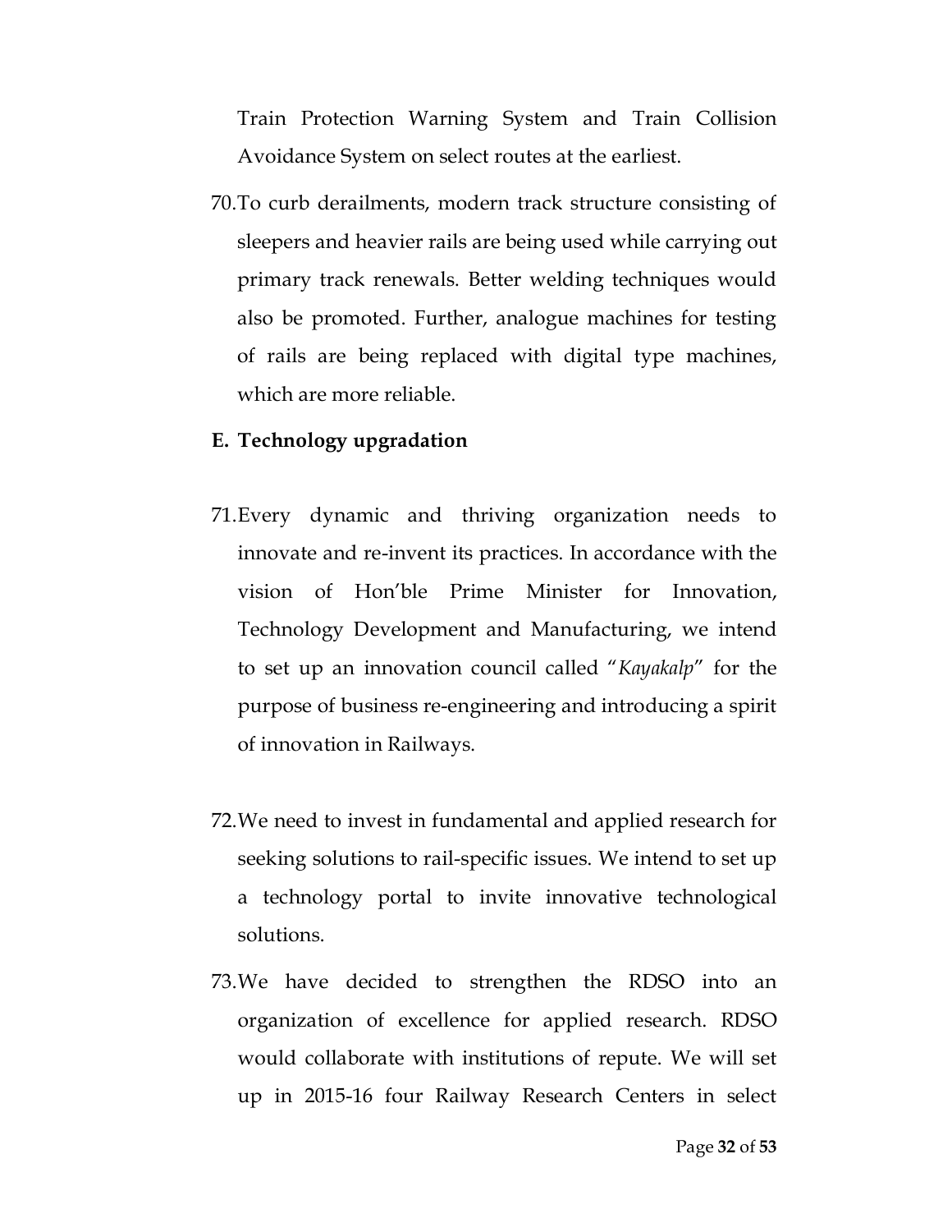Train Protection Warning System and Train Collision Avoidance System on select routes at the earliest.

70. To curb derailments, modern track structure consisting of sleepers and heavier rails are being used while carrying out primary track renewals. Better welding techniques would also be promoted. Further, analogue machines for testing of rails are being replaced with digital type machines, which are more reliable.

**E. Technology upgradation**

71. Every dynamic and thriving organization needs to innovate and re-invent its practices. In accordance with the vision of Hon'ble Prime Minister for Innovation, Technology Development and Manufacturing, we intend to set up an innovation council called "*Kayakalp*" for the purpose of business re-engineering and introducing a spirit of innovation in Railways.

72. We need to invest in fundamental and applied research for seeking solutions to rail-specific issues. We intend to set up a technology portal to invite innovative technological solutions.

73. We have decided to strengthen the RDSO into an organization of excellence for applied research. RDSO would collaborate with institutions of repute. We will set up in 2015-16 four Railway Research Centers in select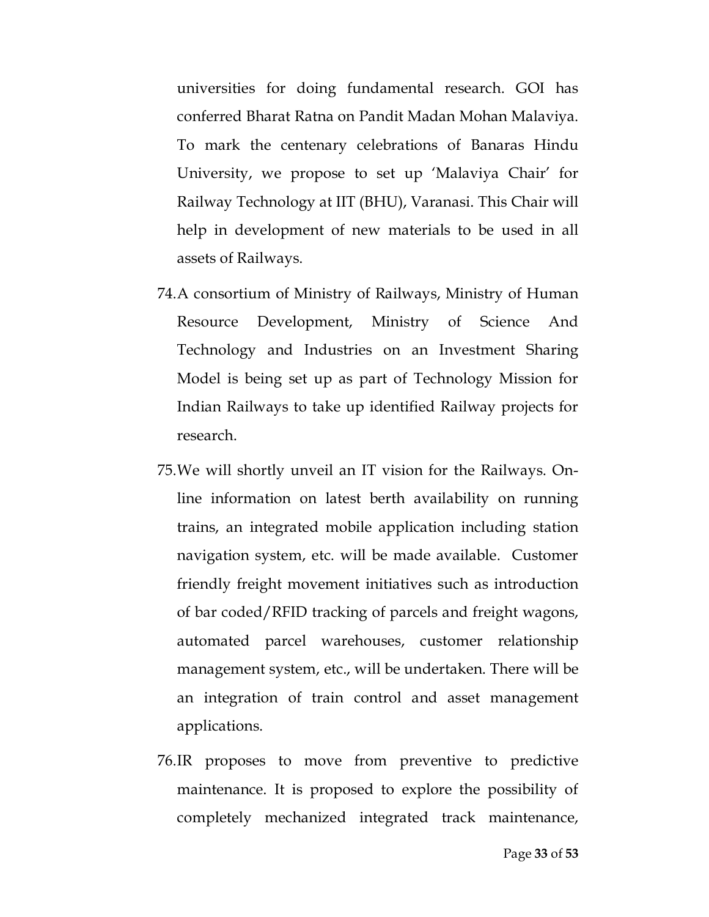universities for doing fundamental research. GOI has conferred Bharat Ratna on Pandit Madan Mohan Malaviya. To mark the centenary celebrations of Banaras Hindu University, we propose to set up 'Malaviya Chair' for Railway Technology at IIT (BHU), Varanasi. This Chair will help in development of new materials to be used in all assets of Railways.

74. A consortium of Ministry of Railways, Ministry of Human Resource Development, Ministry of Science And Technology and Industries on an Investment Sharing Model is being set up as part of Technology Mission for Indian Railways to take up identified Railway projects for research.

75. We will shortly unveil an IT vision for the Railways. On-line information on latest berth availability on running trains, an integrated mobile application including station navigation system, etc. will be made available. Customer friendly freight movement initiatives such as introduction of bar coded/RFID tracking of parcels and freight wagons, automated parcel warehouses, customer relationship management system, etc., will be undertaken. There will be an integration of train control and asset management applications.

76. IR proposes to move from preventive to predictive maintenance. It is proposed to explore the possibility of completely mechanized integrated track maintenance,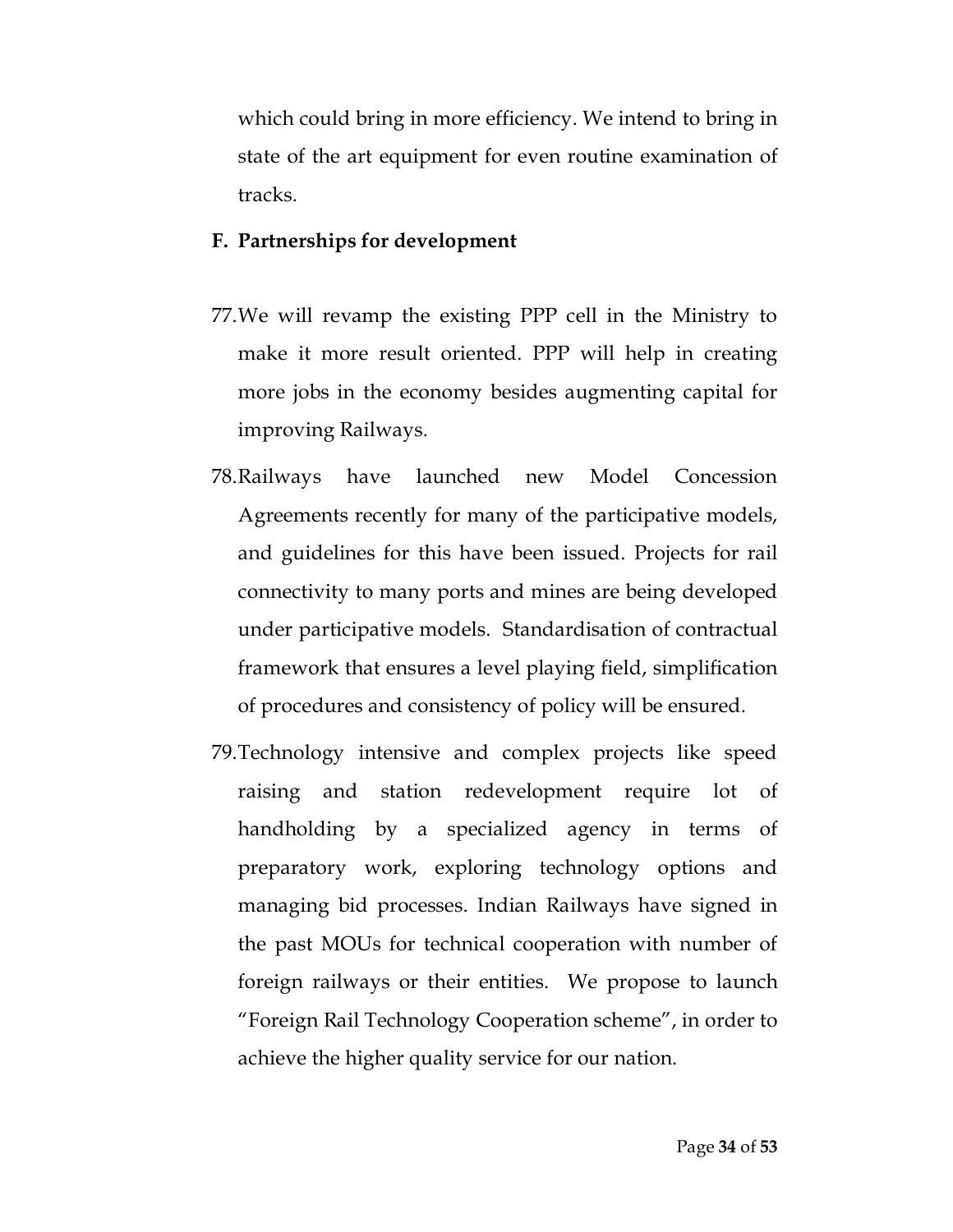which could bring in more efficiency. We intend to bring in state of the art equipment for even routine examination of tracks.

**F. Partnerships for development**

77. We will revamp the existing PPP cell in the Ministry to make it more result oriented. PPP will help in creating more jobs in the economy besides augmenting capital for improving Railways.

78. Railways have launched new Model Concession Agreements recently for many of the participative models, and guidelines for this have been issued. Projects for rail connectivity to many ports and mines are being developed under participative models. Standardisation of contractual framework that ensures a level playing field, simplification of procedures and consistency of policy will be ensured.

79. Technology intensive and complex projects like speed raising and station redevelopment require lot of handholding by a specialized agency in terms of preparatory work, exploring technology options and managing bid processes. Indian Railways have signed in the past MOUs for technical cooperation with number of foreign railways or their entities. We propose to launch "Foreign Rail Technology Cooperation scheme", in order to achieve the higher quality service for our nation.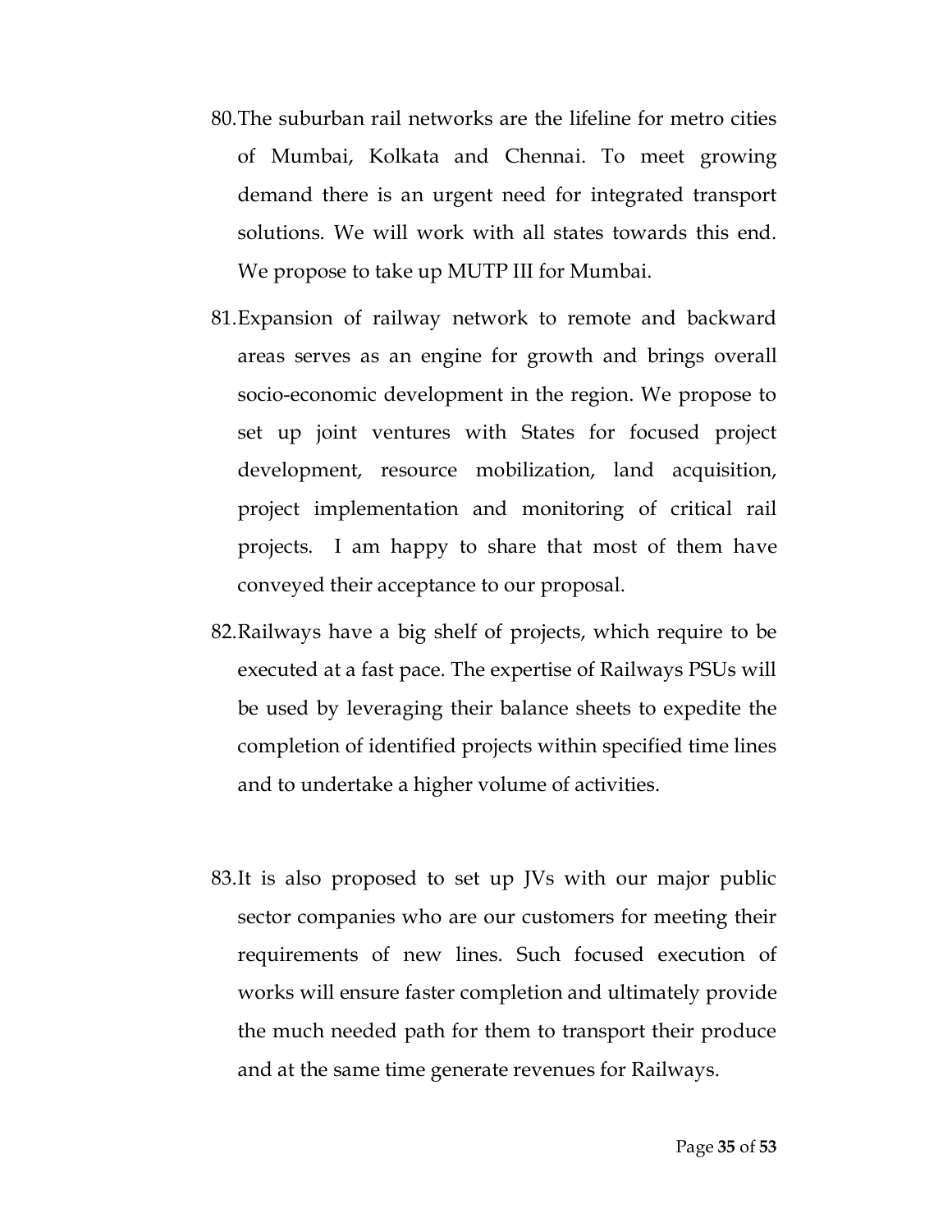80. The suburban rail networks are the lifeline for metro cities of Mumbai, Kolkata and Chennai. To meet growing demand there is an urgent need for integrated transport solutions. We will work with all states towards this end. We propose to take up MUTP III for Mumbai.

81. Expansion of railway network to remote and backward areas serves as an engine for growth and brings overall socio-economic development in the region. We propose to set up joint ventures with States for focused project development, resource mobilization, land acquisition, project implementation and monitoring of critical rail projects. I am happy to share that most of them have conveyed their acceptance to our proposal.

82. Railways have a big shelf of projects, which require to be executed at a fast pace. The expertise of Railways PSUs will be used by leveraging their balance sheets to expedite the completion of identified projects within specified time lines and to undertake a higher volume of activities.

83. It is also proposed to set up JVs with our major public sector companies who are our customers for meeting their requirements of new lines. Such focused execution of works will ensure faster completion and ultimately provide the much needed path for them to transport their produce and at the same time generate revenues for Railways.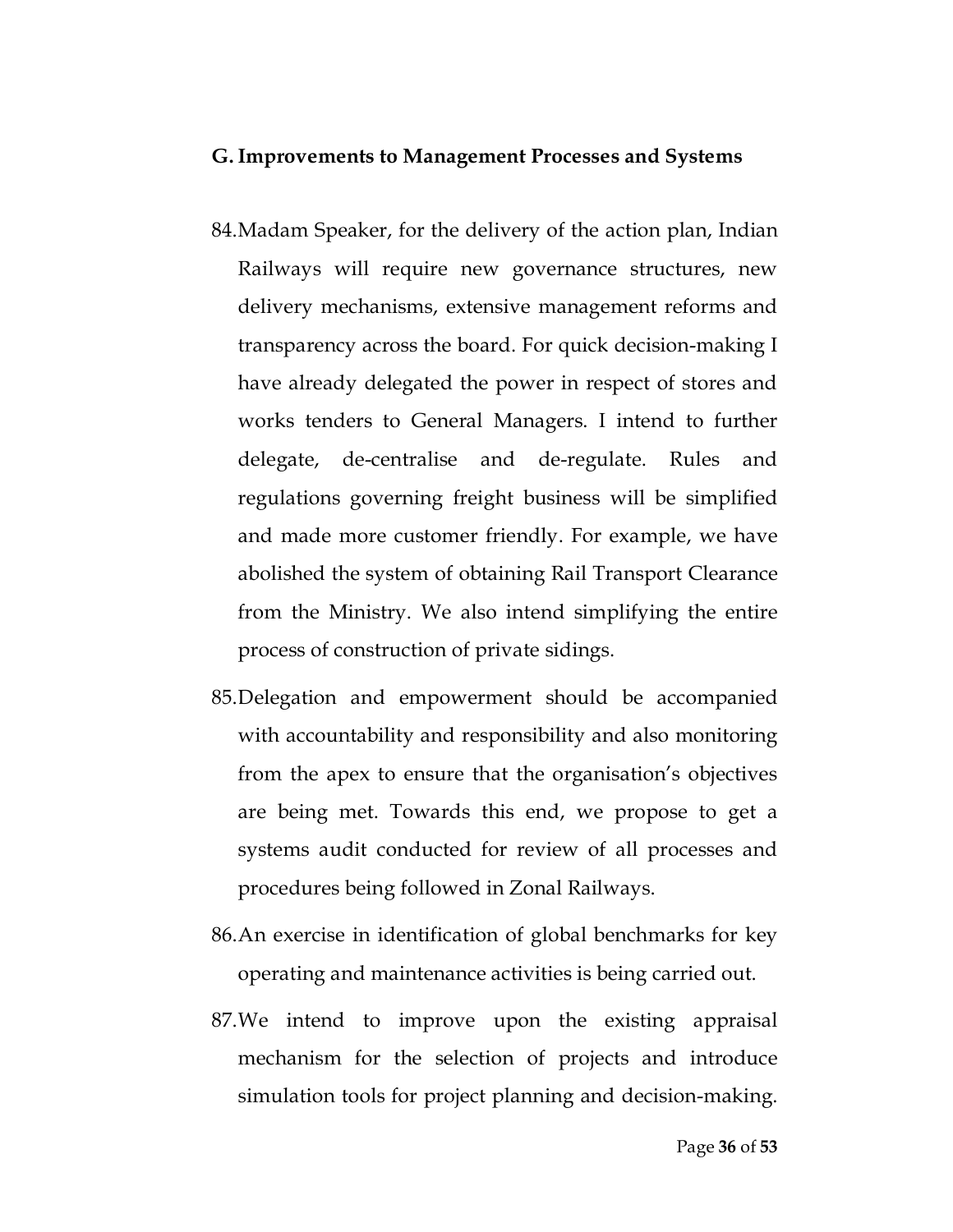## G. Improvements to Management Processes and Systems

84. Madam Speaker, for the delivery of the action plan, Indian Railways will require new governance structures, new delivery mechanisms, extensive management reforms and transparency across the board. For quick decision-making I have already delegated the power in respect of stores and works tenders to General Managers. I intend to further delegate, de-centralise and de-regulate. Rules and regulations governing freight business will be simplified and made more customer friendly. For example, we have abolished the system of obtaining Rail Transport Clearance from the Ministry. We also intend simplifying the entire process of construction of private sidings.

85. Delegation and empowerment should be accompanied with accountability and responsibility and also monitoring from the apex to ensure that the organisation's objectives are being met. Towards this end, we propose to get a systems audit conducted for review of all processes and procedures being followed in Zonal Railways.

86. An exercise in identification of global benchmarks for key operating and maintenance activities is being carried out.

87. We intend to improve upon the existing appraisal mechanism for the selection of projects and introduce simulation tools for project planning and decision-making.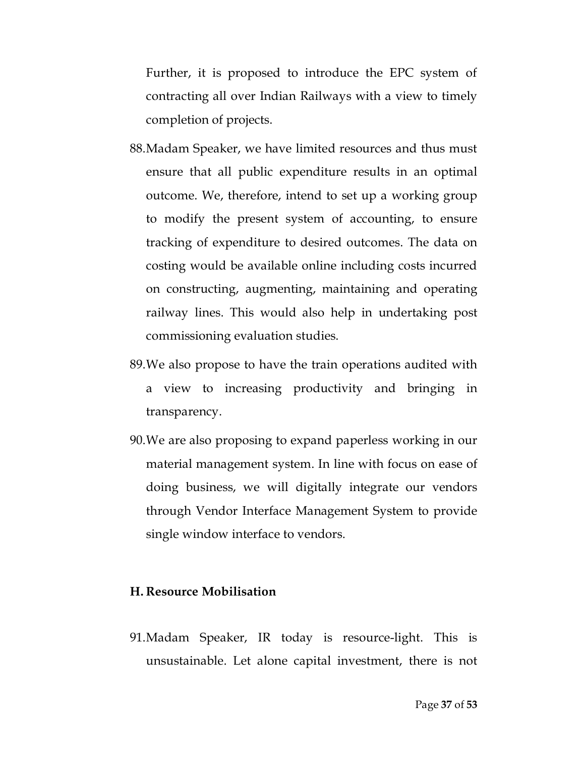Further, it is proposed to introduce the EPC system of contracting all over Indian Railways with a view to timely completion of projects.

88. Madam Speaker, we have limited resources and thus must ensure that all public expenditure results in an optimal outcome. We, therefore, intend to set up a working group to modify the present system of accounting, to ensure tracking of expenditure to desired outcomes. The data on costing would be available online including costs incurred on constructing, augmenting, maintaining and operating railway lines. This would also help in undertaking post commissioning evaluation studies.

89. We also propose to have the train operations audited with a view to increasing productivity and bringing in transparency.

90. We are also proposing to expand paperless working in our material management system. In line with focus on ease of doing business, we will digitally integrate our vendors through Vendor Interface Management System to provide single window interface to vendors.

**H. Resource Mobilisation**

91. Madam Speaker, IR today is resource-light. This is unsustainable. Let alone capital investment, there is not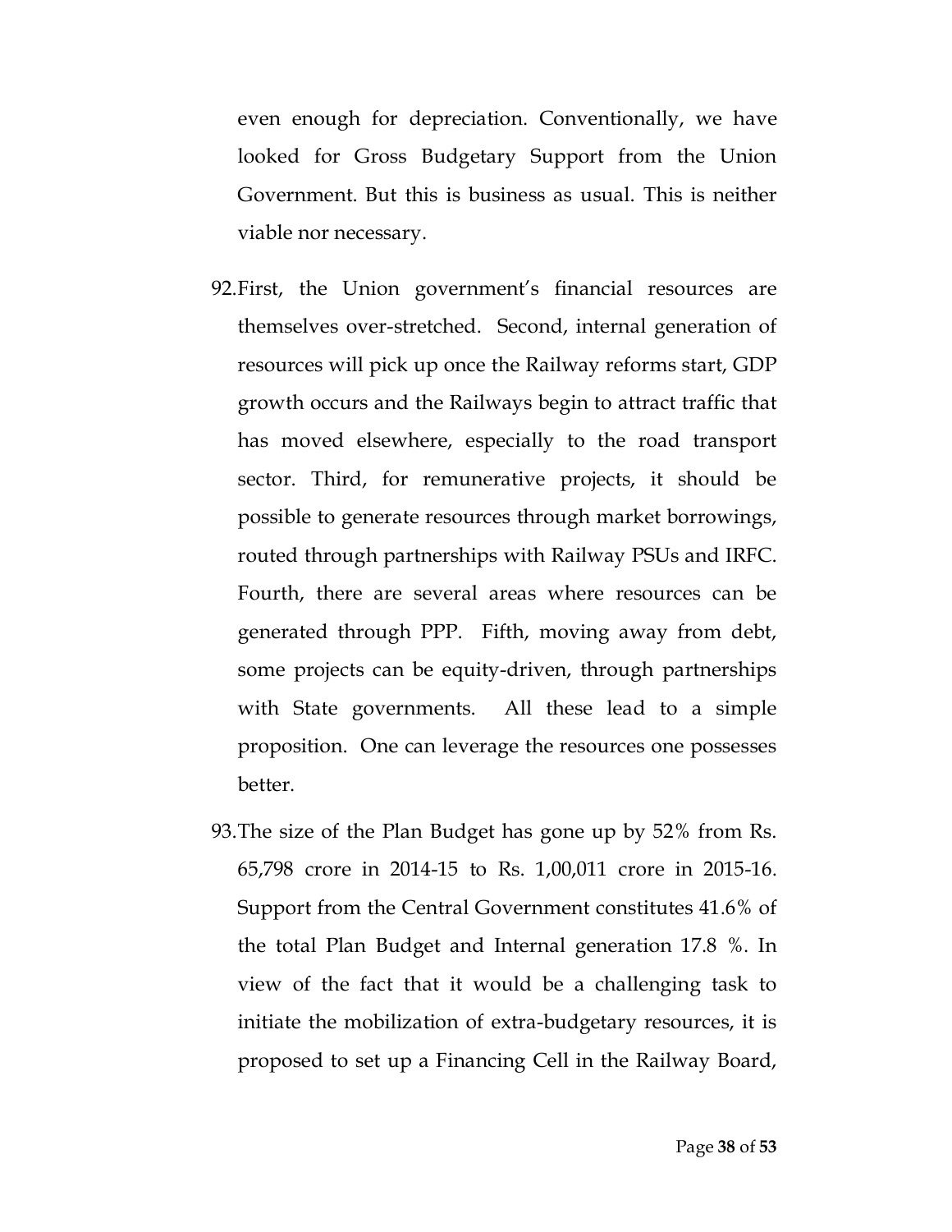even enough for depreciation. Conventionally, we have looked for Gross Budgetary Support from the Union Government. But this is business as usual. This is neither viable nor necessary.

92. First, the Union government's financial resources are themselves over-stretched. Second, internal generation of resources will pick up once the Railway reforms start, GDP growth occurs and the Railways begin to attract traffic that has moved elsewhere, especially to the road transport sector. Third, for remunerative projects, it should be possible to generate resources through market borrowings, routed through partnerships with Railway PSUs and IRFC. Fourth, there are several areas where resources can be generated through PPP. Fifth, moving away from debt, some projects can be equity-driven, through partnerships with State governments. All these lead to a simple proposition. One can leverage the resources one possesses better.

93. The size of the Plan Budget has gone up by 52% from Rs. 65,798 crore in 2014-15 to Rs. 1,00,011 crore in 2015-16. Support from the Central Government constitutes 41.6% of the total Plan Budget and Internal generation 17.8 %. In view of the fact that it would be a challenging task to initiate the mobilization of extra-budgetary resources, it is proposed to set up a Financing Cell in the Railway Board,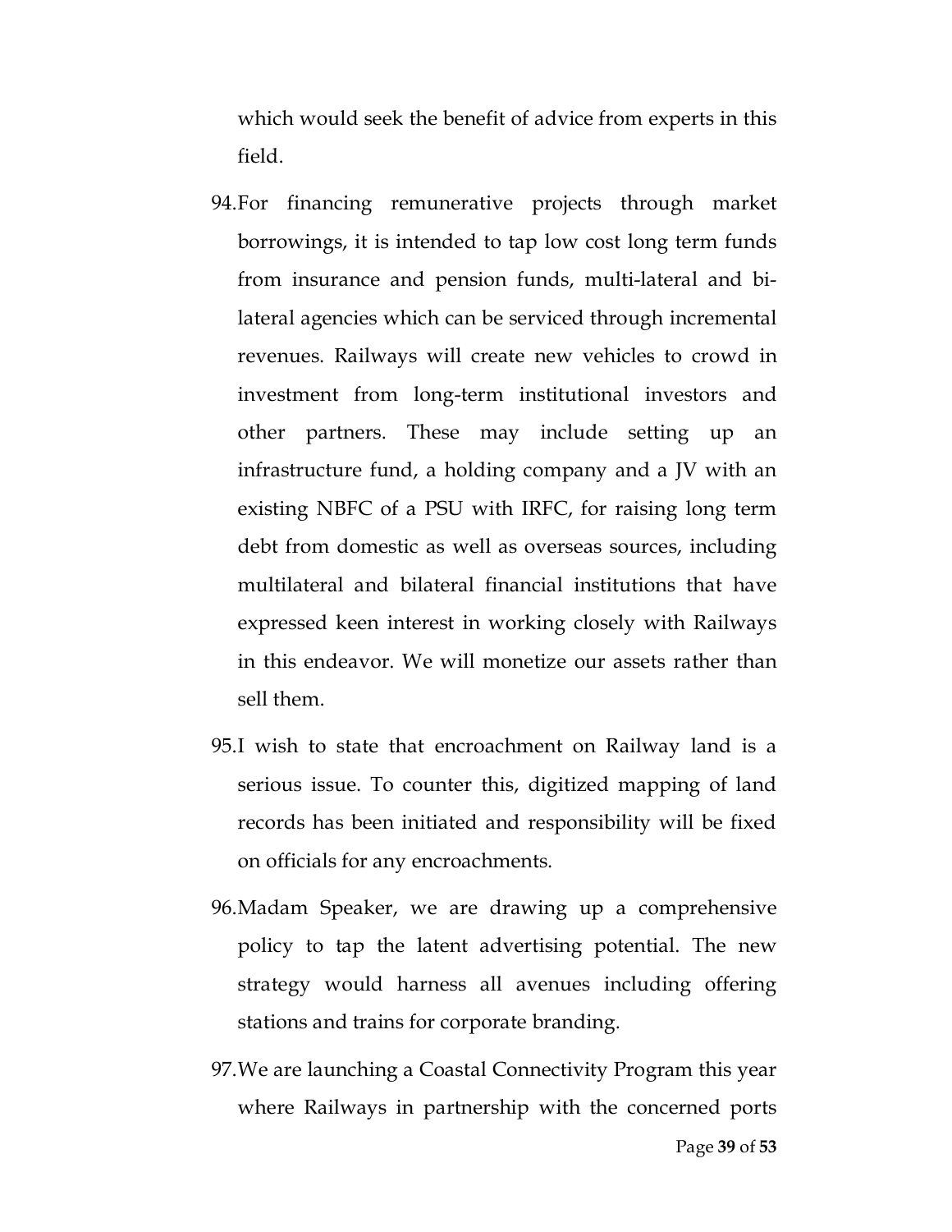which would seek the benefit of advice from experts in this field.

94. For financing remunerative projects through market borrowings, it is intended to tap low cost long term funds from insurance and pension funds, multi-lateral and bi-lateral agencies which can be serviced through incremental revenues. Railways will create new vehicles to crowd in investment from long-term institutional investors and other partners. These may include setting up an infrastructure fund, a holding company and a JV with an existing NBFC of a PSU with IRFC, for raising long term debt from domestic as well as overseas sources, including multilateral and bilateral financial institutions that have expressed keen interest in working closely with Railways in this endeavor. We will monetize our assets rather than sell them.

95. I wish to state that encroachment on Railway land is a serious issue. To counter this, digitized mapping of land records has been initiated and responsibility will be fixed on officials for any encroachments.

96. Madam Speaker, we are drawing up a comprehensive policy to tap the latent advertising potential. The new strategy would harness all avenues including offering stations and trains for corporate branding.

97. We are launching a Coastal Connectivity Program this year where Railways in partnership with the concerned ports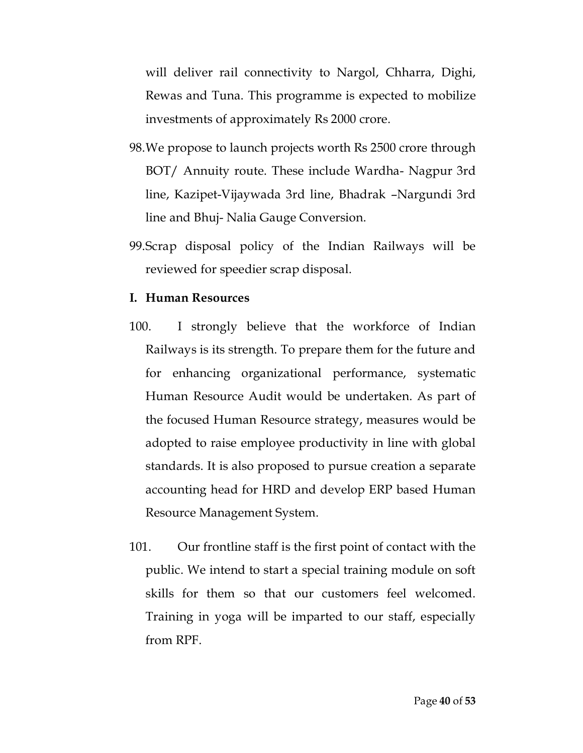will deliver rail connectivity to Nargol, Chharra, Dighi, Rewas and Tuna. This programme is expected to mobilize investments of approximately Rs 2000 crore.

98. We propose to launch projects worth Rs 2500 crore through BOT/ Annuity route. These include Wardha- Nagpur 3rd line, Kazipet-Vijaywada 3rd line, Bhadrak –Nargundi 3rd line and Bhuj- Nalia Gauge Conversion.

99. Scrap disposal policy of the Indian Railways will be reviewed for speedier scrap disposal.

**I. Human Resources**

100. I strongly believe that the workforce of Indian Railways is its strength. To prepare them for the future and for enhancing organizational performance, systematic Human Resource Audit would be undertaken. As part of the focused Human Resource strategy, measures would be adopted to raise employee productivity in line with global standards. It is also proposed to pursue creation a separate accounting head for HRD and develop ERP based Human Resource Management System.

101. Our frontline staff is the first point of contact with the public. We intend to start a special training module on soft skills for them so that our customers feel welcomed. Training in yoga will be imparted to our staff, especially from RPF.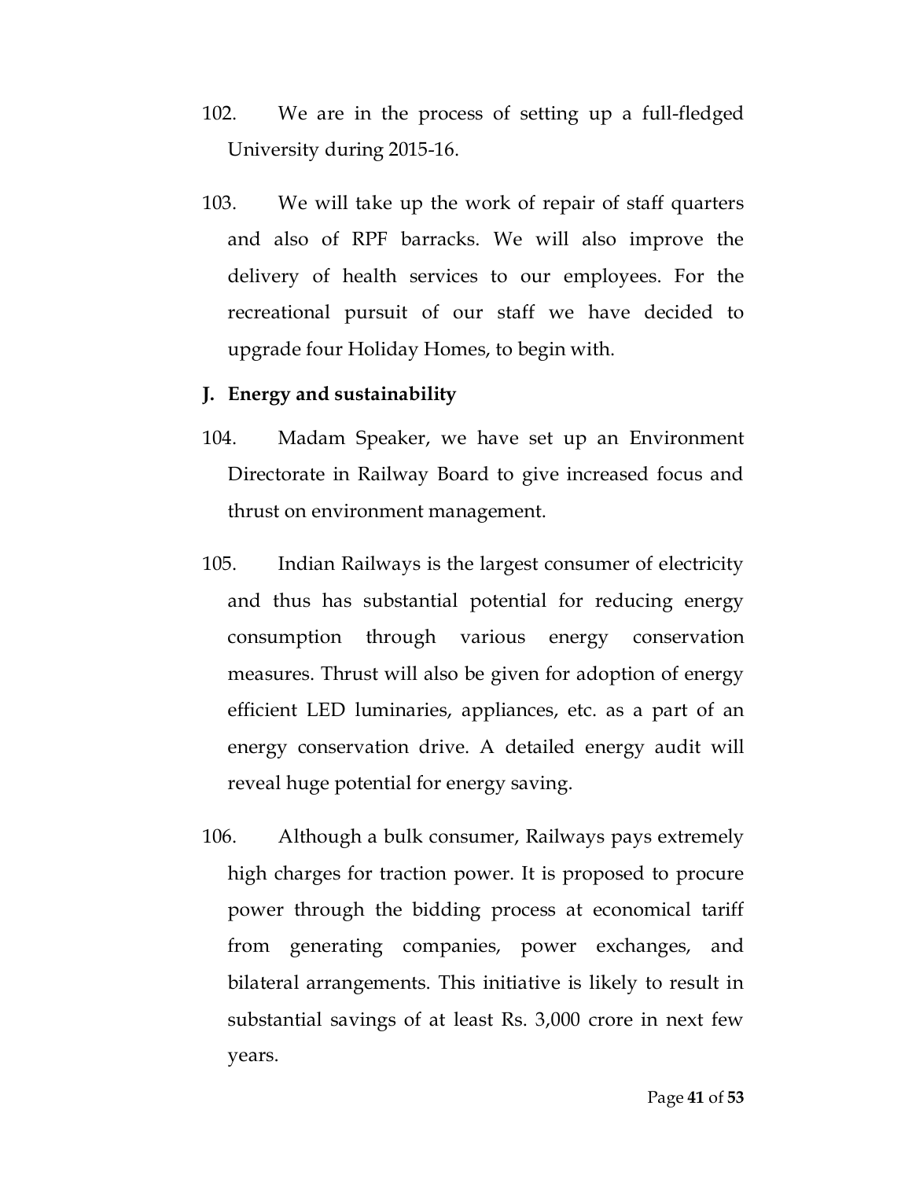102. We are in the process of setting up a full-fledged University during 2015-16.

103. We will take up the work of repair of staff quarters and also of RPF barracks. We will also improve the delivery of health services to our employees. For the recreational pursuit of our staff we have decided to upgrade four Holiday Homes, to begin with.

**J. Energy and sustainability**

104. Madam Speaker, we have set up an Environment Directorate in Railway Board to give increased focus and thrust on environment management.

105. Indian Railways is the largest consumer of electricity and thus has substantial potential for reducing energy consumption through various energy conservation measures. Thrust will also be given for adoption of energy efficient LED luminaries, appliances, etc. as a part of an energy conservation drive. A detailed energy audit will reveal huge potential for energy saving.

106. Although a bulk consumer, Railways pays extremely high charges for traction power. It is proposed to procure power through the bidding process at economical tariff from generating companies, power exchanges, and bilateral arrangements. This initiative is likely to result in substantial savings of at least Rs. 3,000 crore in next few years.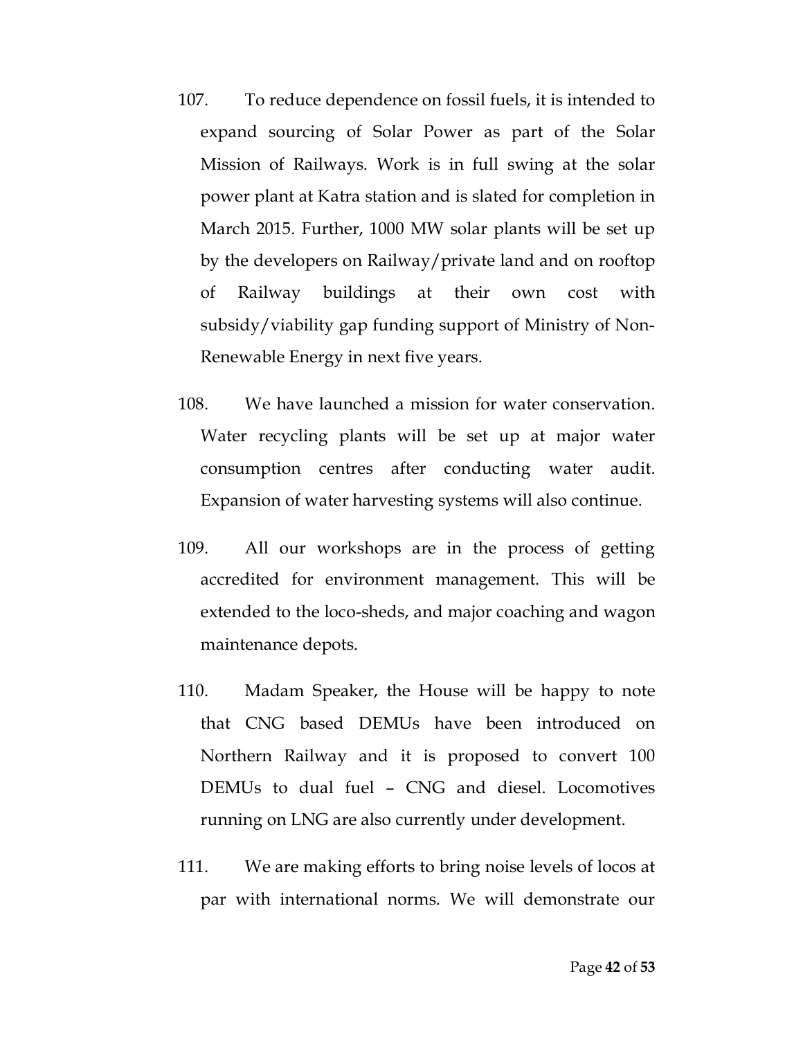107. To reduce dependence on fossil fuels, it is intended to expand sourcing of Solar Power as part of the Solar Mission of Railways. Work is in full swing at the solar power plant at Katra station and is slated for completion in March 2015. Further, 1000 MW solar plants will be set up by the developers on Railway/private land and on rooftop of Railway buildings at their own cost with subsidy/viability gap funding support of Ministry of Non-Renewable Energy in next five years.

108. We have launched a mission for water conservation. Water recycling plants will be set up at major water consumption centres after conducting water audit. Expansion of water harvesting systems will also continue.

109. All our workshops are in the process of getting accredited for environment management. This will be extended to the loco-sheds, and major coaching and wagon maintenance depots.

110. Madam Speaker, the House will be happy to note that CNG based DEMUs have been introduced on Northern Railway and it is proposed to convert 100 DEMUs to dual fuel – CNG and diesel. Locomotives running on LNG are also currently under development.

111. We are making efforts to bring noise levels of locos at par with international norms. We will demonstrate our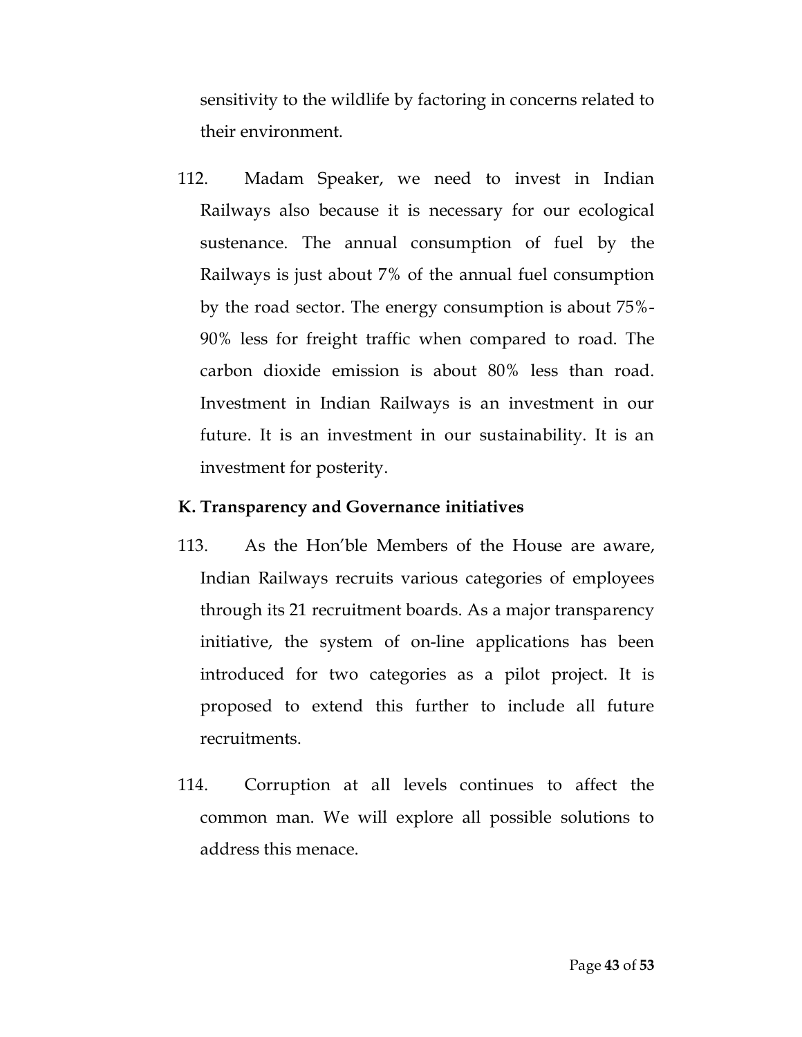sensitivity to the wildlife by factoring in concerns related to their environment.

112. Madam Speaker, we need to invest in Indian Railways also because it is necessary for our ecological sustenance. The annual consumption of fuel by the Railways is just about 7% of the annual fuel consumption by the road sector. The energy consumption is about 75%-90% less for freight traffic when compared to road. The carbon dioxide emission is about 80% less than road. Investment in Indian Railways is an investment in our future. It is an investment in our sustainability. It is an investment for posterity.

**K. Transparency and Governance initiatives**

113. As the Hon'ble Members of the House are aware, Indian Railways recruits various categories of employees through its 21 recruitment boards. As a major transparency initiative, the system of on-line applications has been introduced for two categories as a pilot project. It is proposed to extend this further to include all future recruitments.

114. Corruption at all levels continues to affect the common man. We will explore all possible solutions to address this menace.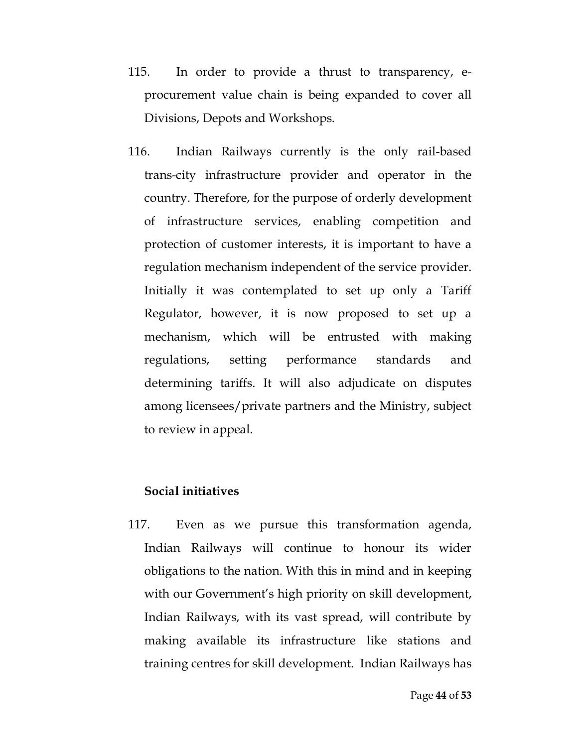115. In order to provide a thrust to transparency, e-procurement value chain is being expanded to cover all Divisions, Depots and Workshops.

116. Indian Railways currently is the only rail-based trans-city infrastructure provider and operator in the country. Therefore, for the purpose of orderly development of infrastructure services, enabling competition and protection of customer interests, it is important to have a regulation mechanism independent of the service provider. Initially it was contemplated to set up only a Tariff Regulator, however, it is now proposed to set up a mechanism, which will be entrusted with making regulations, setting performance standards and determining tariffs. It will also adjudicate on disputes among licensees/private partners and the Ministry, subject to review in appeal.

**Social initiatives**

117. Even as we pursue this transformation agenda, Indian Railways will continue to honour its wider obligations to the nation. With this in mind and in keeping with our Government's high priority on skill development, Indian Railways, with its vast spread, will contribute by making available its infrastructure like stations and training centres for skill development. Indian Railways has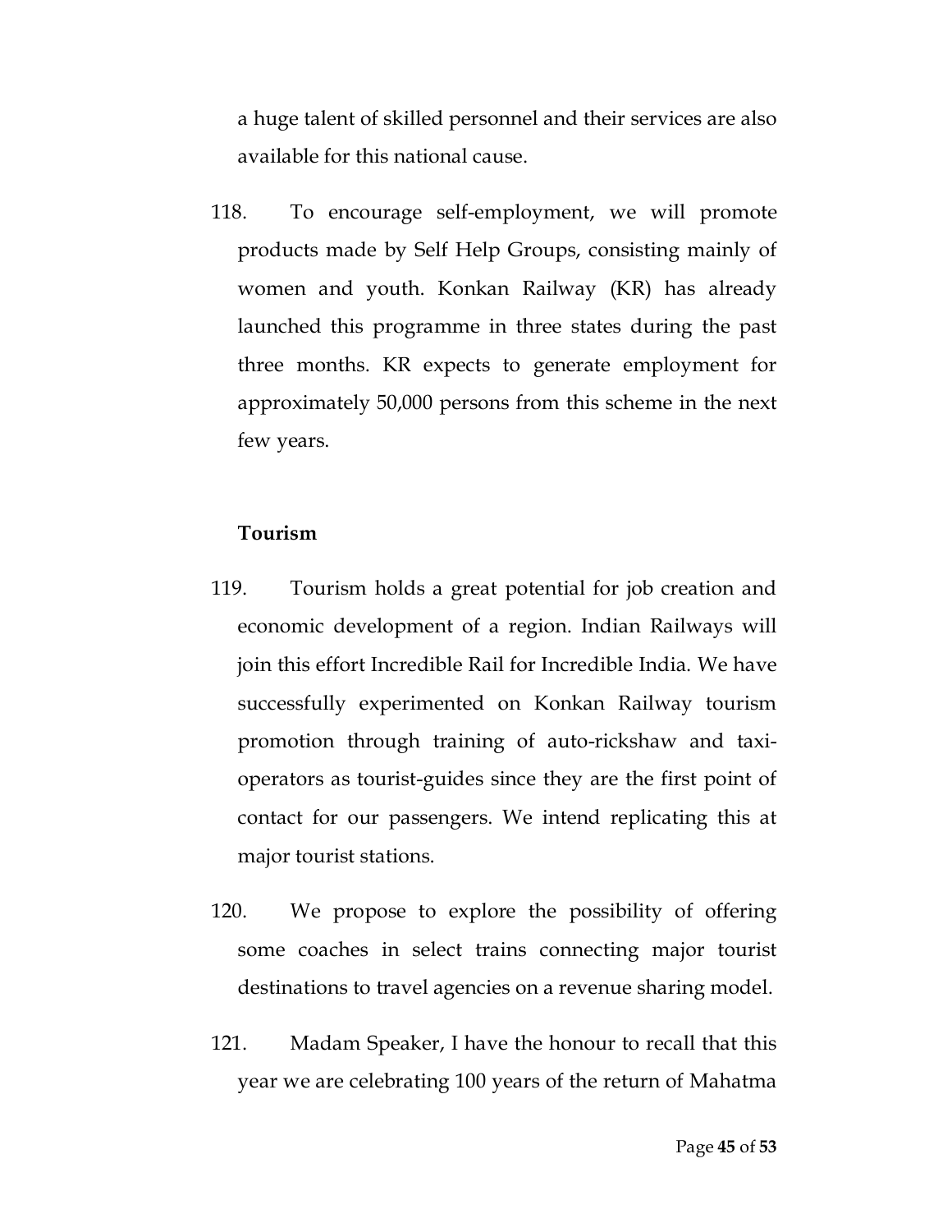a huge talent of skilled personnel and their services are also available for this national cause.

118. To encourage self-employment, we will promote products made by Self Help Groups, consisting mainly of women and youth. Konkan Railway (KR) has already launched this programme in three states during the past three months. KR expects to generate employment for approximately 50,000 persons from this scheme in the next few years.

**Tourism**

119. Tourism holds a great potential for job creation and economic development of a region. Indian Railways will join this effort Incredible Rail for Incredible India. We have successfully experimented on Konkan Railway tourism promotion through training of auto-rickshaw and taxi-operators as tourist-guides since they are the first point of contact for our passengers. We intend replicating this at major tourist stations.

120. We propose to explore the possibility of offering some coaches in select trains connecting major tourist destinations to travel agencies on a revenue sharing model.

121. Madam Speaker, I have the honour to recall that this year we are celebrating 100 years of the return of Mahatma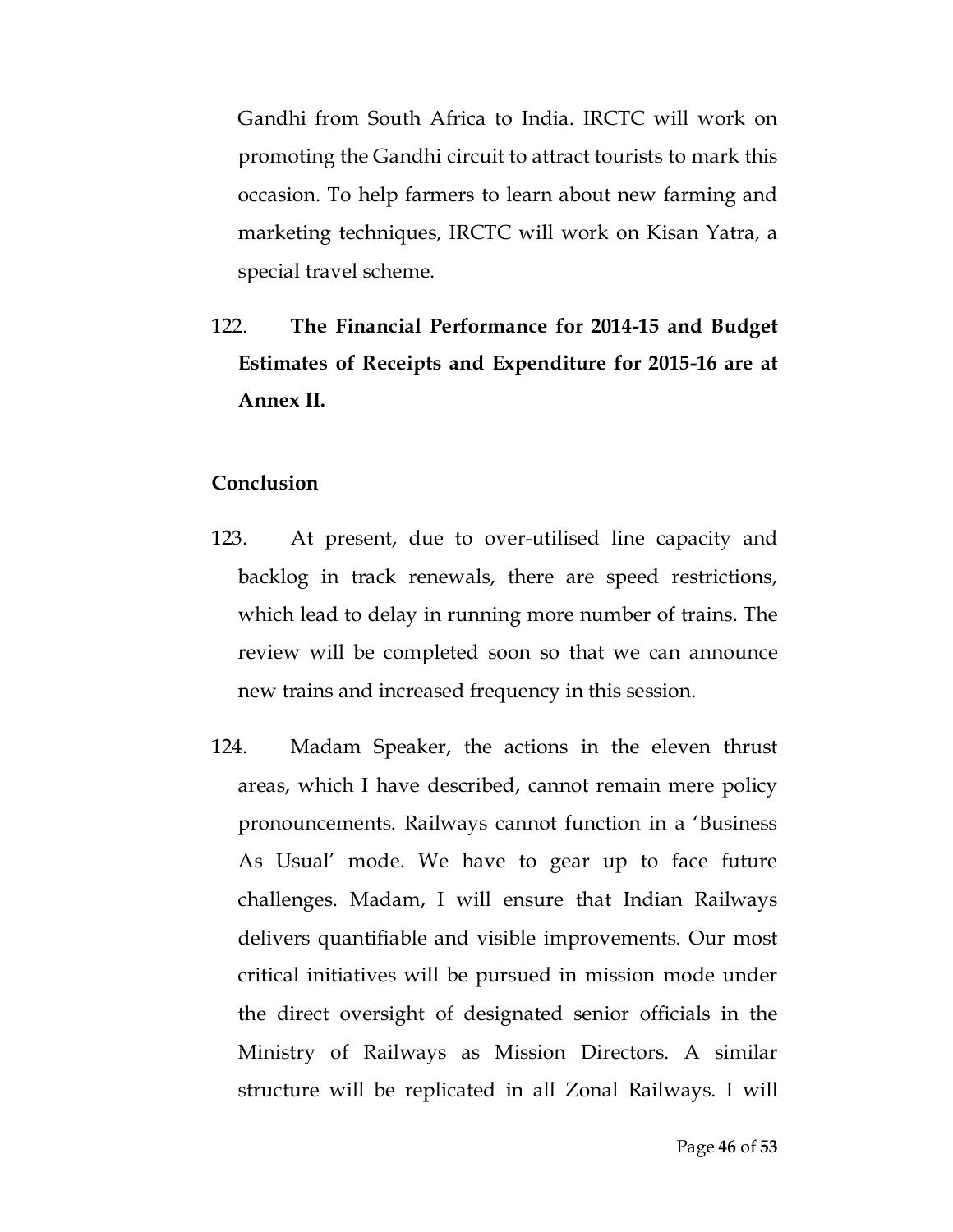Gandhi from South Africa to India. IRCTC will work on promoting the Gandhi circuit to attract tourists to mark this occasion. To help farmers to learn about new farming and marketing techniques, IRCTC will work on Kisan Yatra, a special travel scheme.

122. **The Financial Performance for 2014-15 and Budget Estimates of Receipts and Expenditure for 2015-16 are at Annex II.**

## Conclusion

123. At present, due to over-utilised line capacity and backlog in track renewals, there are speed restrictions, which lead to delay in running more number of trains. The review will be completed soon so that we can announce new trains and increased frequency in this session.

124. Madam Speaker, the actions in the eleven thrust areas, which I have described, cannot remain mere policy pronouncements. Railways cannot function in a 'Business As Usual' mode. We have to gear up to face future challenges. Madam, I will ensure that Indian Railways delivers quantifiable and visible improvements. Our most critical initiatives will be pursued in mission mode under the direct oversight of designated senior officials in the Ministry of Railways as Mission Directors. A similar structure will be replicated in all Zonal Railways. I will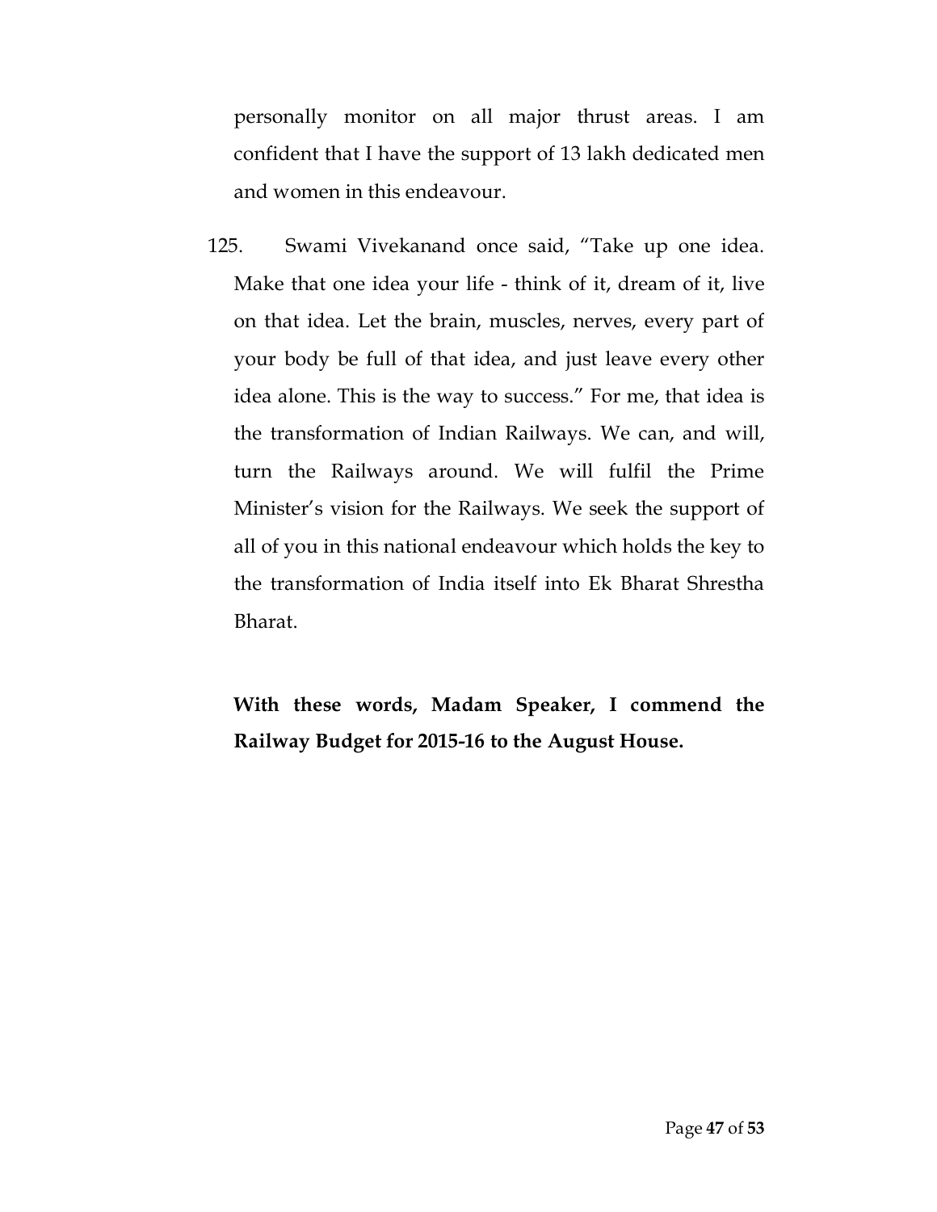personally monitor on all major thrust areas. I am confident that I have the support of 13 lakh dedicated men and women in this endeavour.

125. Swami Vivekanand once said, "Take up one idea. Make that one idea your life - think of it, dream of it, live on that idea. Let the brain, muscles, nerves, every part of your body be full of that idea, and just leave every other idea alone. This is the way to success." For me, that idea is the transformation of Indian Railways. We can, and will, turn the Railways around. We will fulfil the Prime Minister's vision for the Railways. We seek the support of all of you in this national endeavour which holds the key to the transformation of India itself into Ek Bharat Shrestha Bharat.

**With these words, Madam Speaker, I commend the Railway Budget for 2015-16 to the August House.**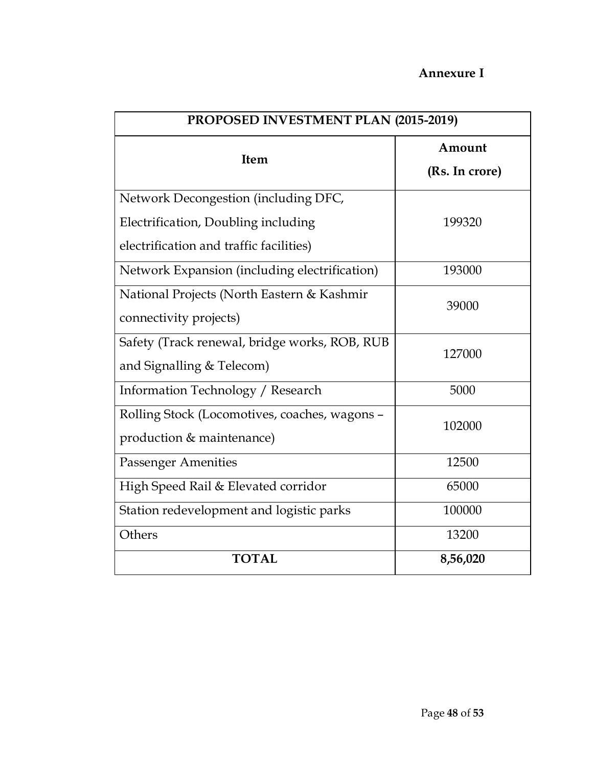**Annexure I**

| PROPOSED INVESTMENT PLAN (2015-2019) | |
|---|---|
| **Item** | **Amount (Rs. In crore)** |
| Network Decongestion (including DFC, Electrification, Doubling including electrification and traffic facilities) | 199320 |
| Network Expansion (including electrification) | 193000 |
| National Projects (North Eastern & Kashmir connectivity projects) | 39000 |
| Safety (Track renewal, bridge works, ROB, RUB and Signalling & Telecom) | 127000 |
| Information Technology / Research | 5000 |
| Rolling Stock (Locomotives, coaches, wagons – production & maintenance) | 102000 |
| Passenger Amenities | 12500 |
| High Speed Rail & Elevated corridor | 65000 |
| Station redevelopment and logistic parks | 100000 |
| Others | 13200 |
| **TOTAL** | **8,56,020** |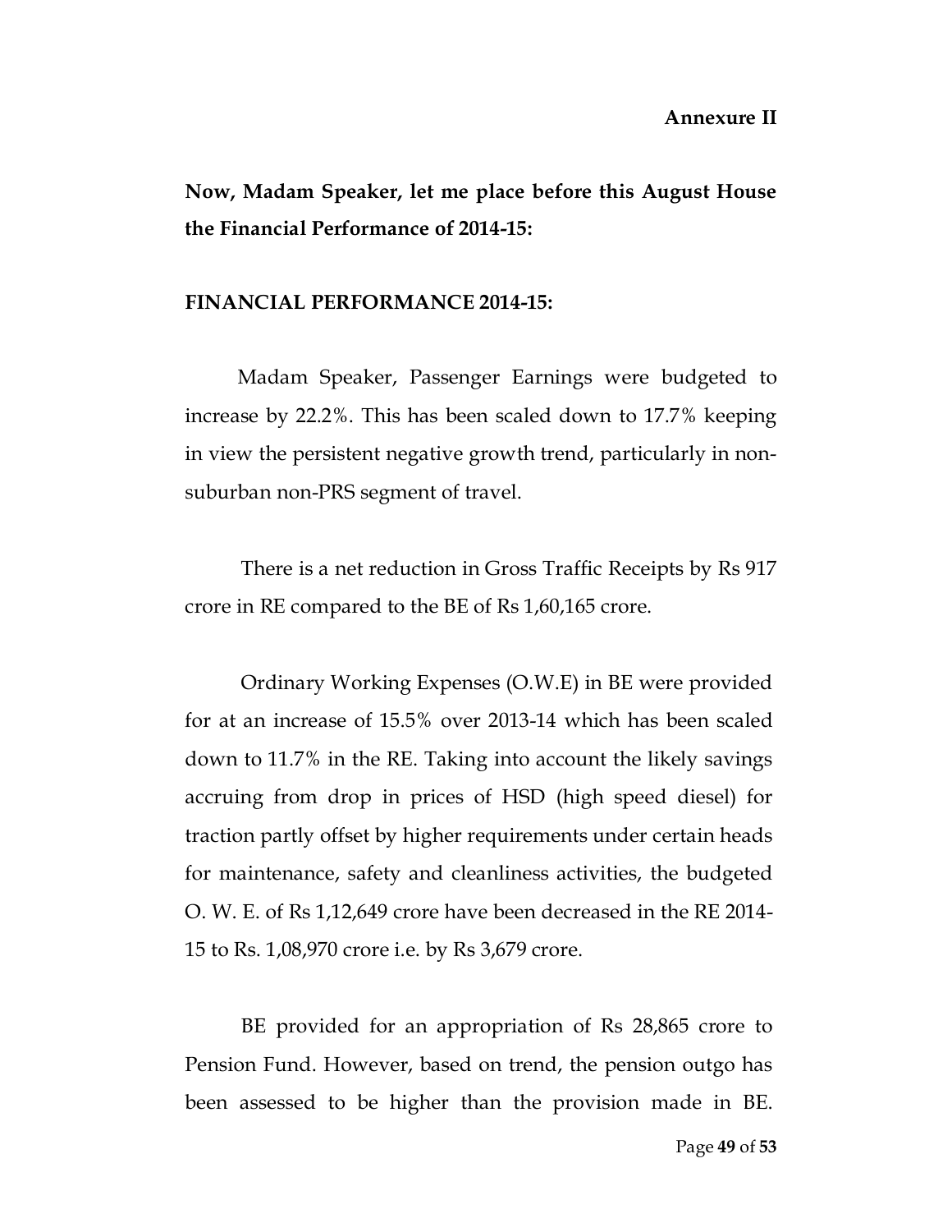**Annexure II**

**Now, Madam Speaker, let me place before this August House the Financial Performance of 2014-15:**

**FINANCIAL PERFORMANCE 2014-15:**

Madam Speaker, Passenger Earnings were budgeted to increase by 22.2%. This has been scaled down to 17.7% keeping in view the persistent negative growth trend, particularly in non-suburban non-PRS segment of travel.

There is a net reduction in Gross Traffic Receipts by Rs 917 crore in RE compared to the BE of Rs 1,60,165 crore.

Ordinary Working Expenses (O.W.E) in BE were provided for at an increase of 15.5% over 2013-14 which has been scaled down to 11.7% in the RE. Taking into account the likely savings accruing from drop in prices of HSD (high speed diesel) for traction partly offset by higher requirements under certain heads for maintenance, safety and cleanliness activities, the budgeted O. W. E. of Rs 1,12,649 crore have been decreased in the RE 2014-15 to Rs. 1,08,970 crore i.e. by Rs 3,679 crore.

BE provided for an appropriation of Rs 28,865 crore to Pension Fund. However, based on trend, the pension outgo has been assessed to be higher than the provision made in BE.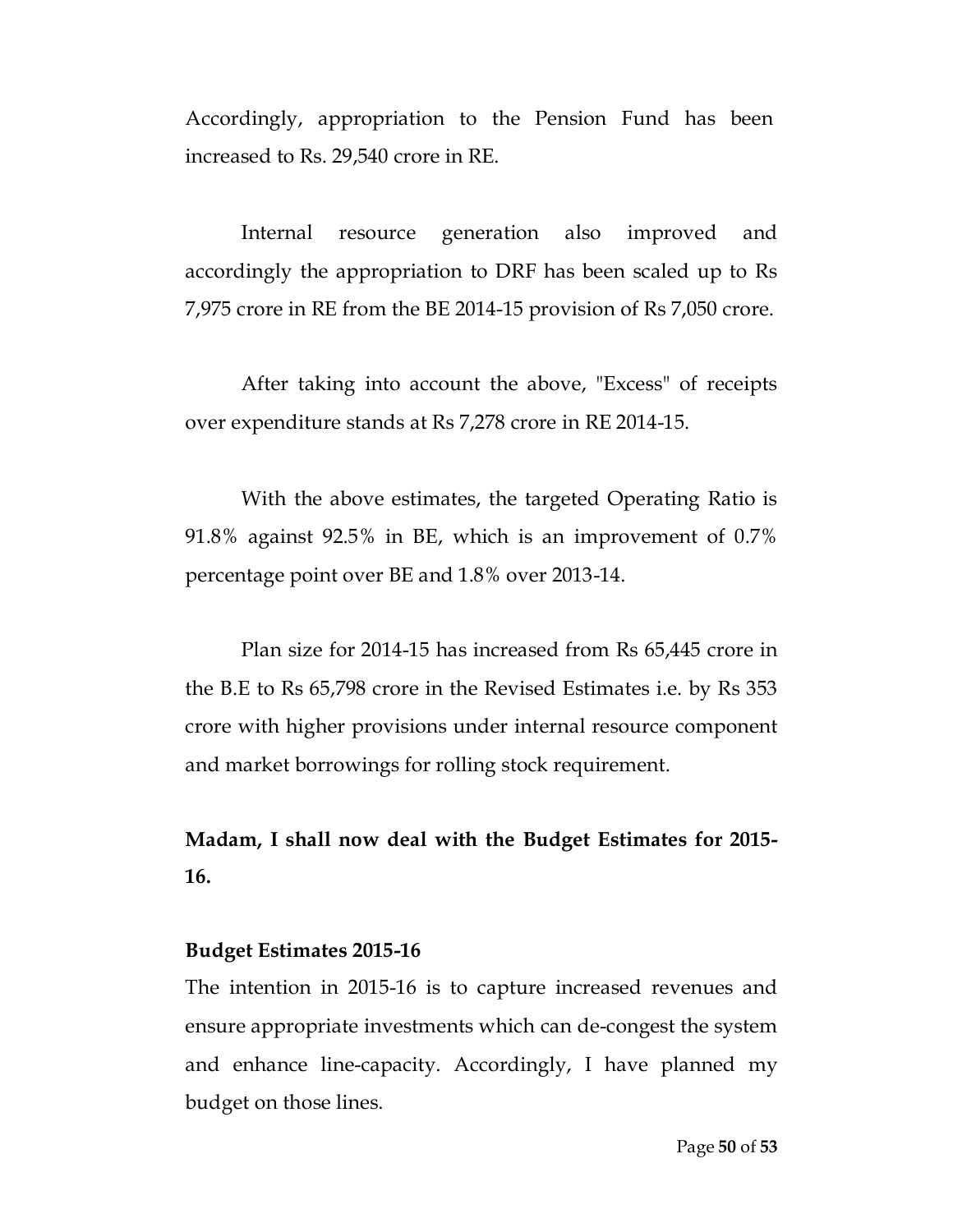Accordingly, appropriation to the Pension Fund has been increased to Rs. 29,540 crore in RE.

Internal resource generation also improved and accordingly the appropriation to DRF has been scaled up to Rs 7,975 crore in RE from the BE 2014-15 provision of Rs 7,050 crore.

After taking into account the above, "Excess" of receipts over expenditure stands at Rs 7,278 crore in RE 2014-15.

With the above estimates, the targeted Operating Ratio is 91.8% against 92.5% in BE, which is an improvement of 0.7% percentage point over BE and 1.8% over 2013-14.

Plan size for 2014-15 has increased from Rs 65,445 crore in the B.E to Rs 65,798 crore in the Revised Estimates i.e. by Rs 353 crore with higher provisions under internal resource component and market borrowings for rolling stock requirement.

**Madam, I shall now deal with the Budget Estimates for 2015-16.**

**Budget Estimates 2015-16**

The intention in 2015-16 is to capture increased revenues and ensure appropriate investments which can de-congest the system and enhance line-capacity. Accordingly, I have planned my budget on those lines.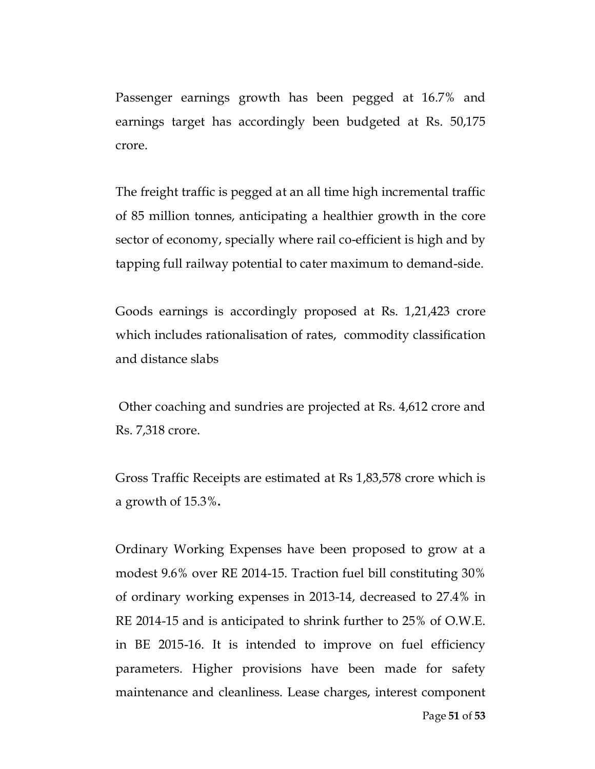Passenger earnings growth has been pegged at 16.7% and earnings target has accordingly been budgeted at Rs. 50,175 crore.

The freight traffic is pegged at an all time high incremental traffic of 85 million tonnes, anticipating a healthier growth in the core sector of economy, specially where rail co-efficient is high and by tapping full railway potential to cater maximum to demand-side.

Goods earnings is accordingly proposed at Rs. 1,21,423 crore which includes rationalisation of rates, commodity classification and distance slabs

Other coaching and sundries are projected at Rs. 4,612 crore and Rs. 7,318 crore.

Gross Traffic Receipts are estimated at Rs 1,83,578 crore which is a growth of 15.3%.

Ordinary Working Expenses have been proposed to grow at a modest 9.6% over RE 2014-15. Traction fuel bill constituting 30% of ordinary working expenses in 2013-14, decreased to 27.4% in RE 2014-15 and is anticipated to shrink further to 25% of O.W.E. in BE 2015-16. It is intended to improve on fuel efficiency parameters. Higher provisions have been made for safety maintenance and cleanliness. Lease charges, interest component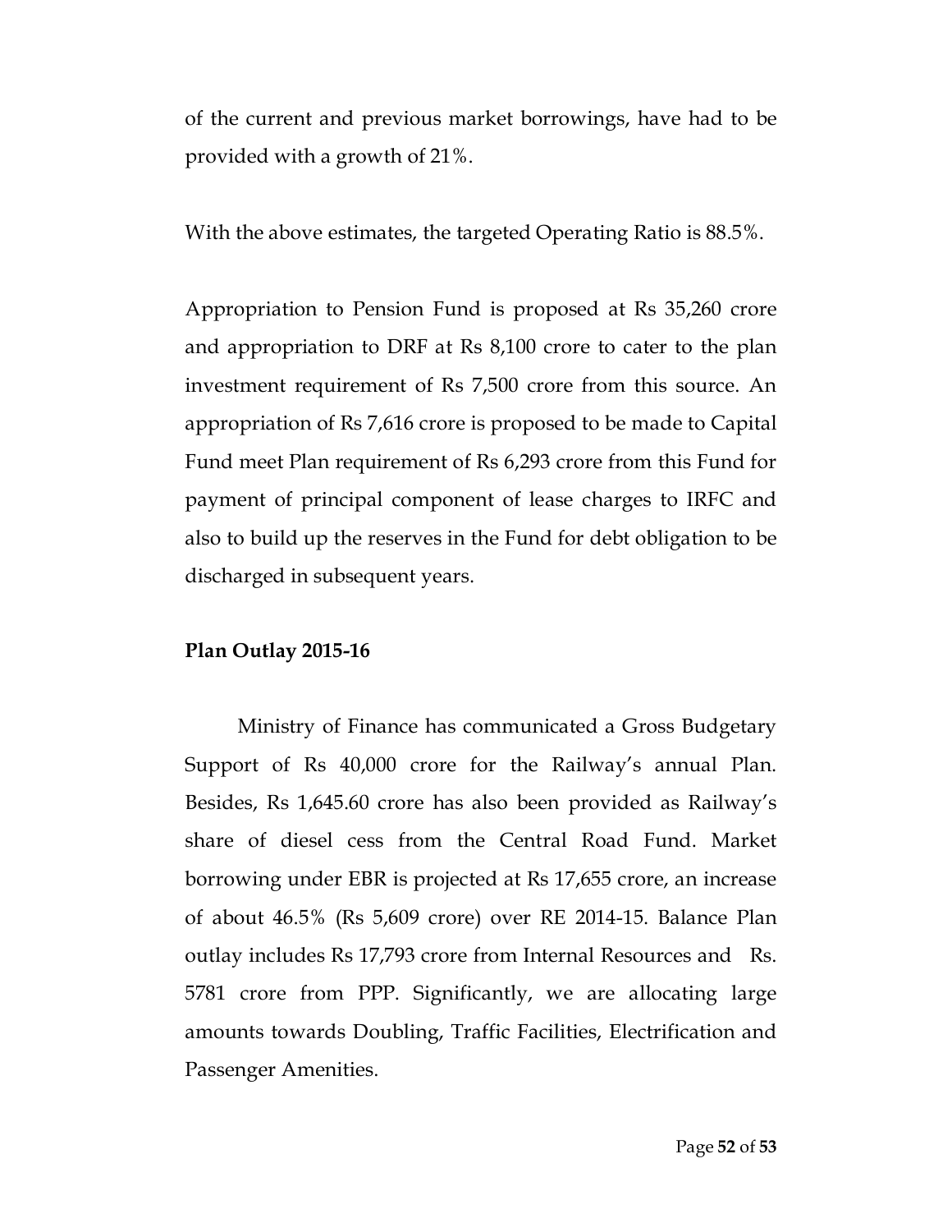of the current and previous market borrowings, have had to be provided with a growth of 21%.

With the above estimates, the targeted Operating Ratio is 88.5%.

Appropriation to Pension Fund is proposed at Rs 35,260 crore and appropriation to DRF at Rs 8,100 crore to cater to the plan investment requirement of Rs 7,500 crore from this source. An appropriation of Rs 7,616 crore is proposed to be made to Capital Fund meet Plan requirement of Rs 6,293 crore from this Fund for payment of principal component of lease charges to IRFC and also to build up the reserves in the Fund for debt obligation to be discharged in subsequent years.

**Plan Outlay 2015-16**

Ministry of Finance has communicated a Gross Budgetary Support of Rs 40,000 crore for the Railway's annual Plan. Besides, Rs 1,645.60 crore has also been provided as Railway's share of diesel cess from the Central Road Fund. Market borrowing under EBR is projected at Rs 17,655 crore, an increase of about 46.5% (Rs 5,609 crore) over RE 2014-15. Balance Plan outlay includes Rs 17,793 crore from Internal Resources and Rs. 5781 crore from PPP. Significantly, we are allocating large amounts towards Doubling, Traffic Facilities, Electrification and Passenger Amenities.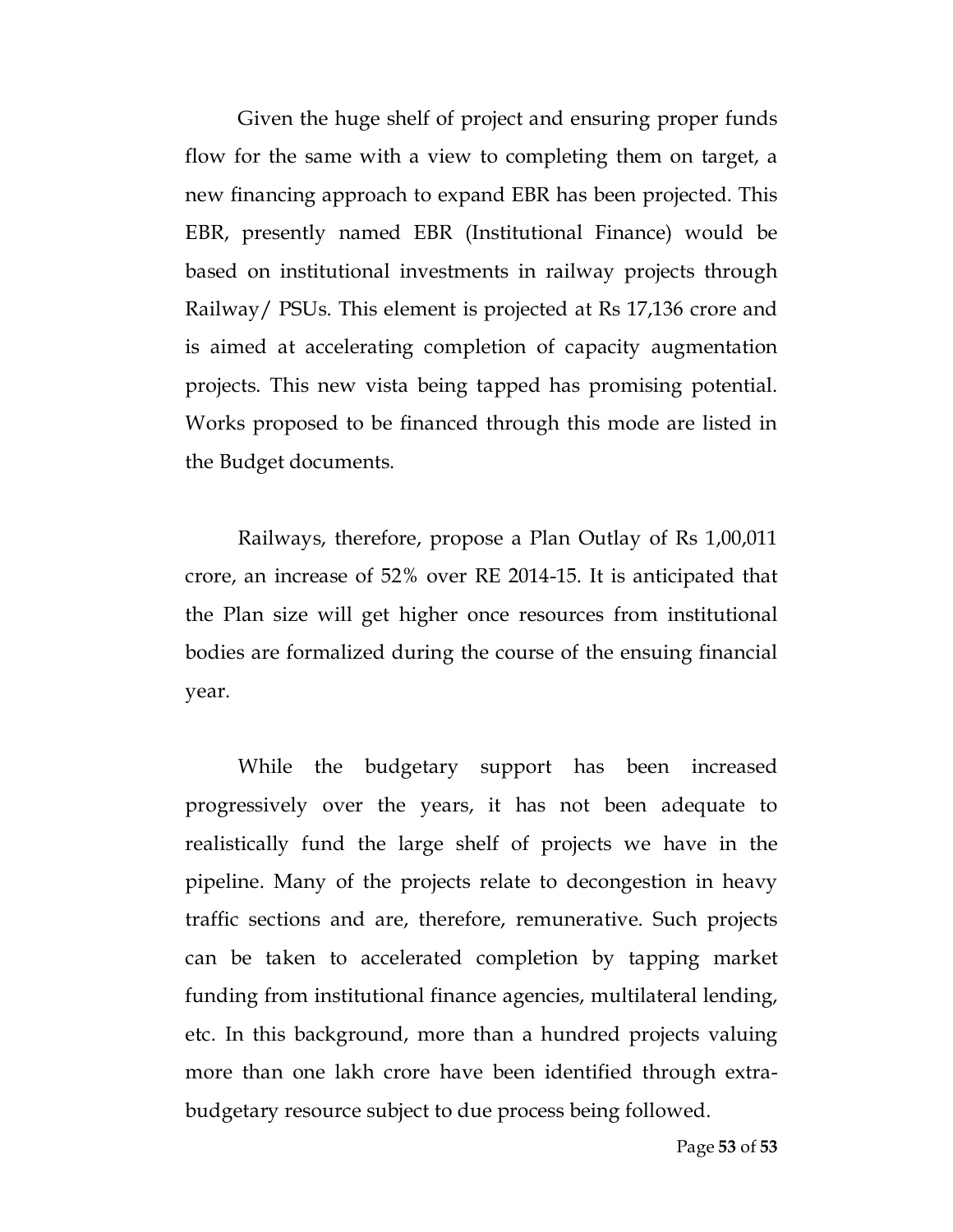Given the huge shelf of project and ensuring proper funds flow for the same with a view to completing them on target, a new financing approach to expand EBR has been projected. This EBR, presently named EBR (Institutional Finance) would be based on institutional investments in railway projects through Railway/ PSUs. This element is projected at Rs 17,136 crore and is aimed at accelerating completion of capacity augmentation projects. This new vista being tapped has promising potential. Works proposed to be financed through this mode are listed in the Budget documents.

Railways, therefore, propose a Plan Outlay of Rs 1,00,011 crore, an increase of 52% over RE 2014-15. It is anticipated that the Plan size will get higher once resources from institutional bodies are formalized during the course of the ensuing financial year.

While the budgetary support has been increased progressively over the years, it has not been adequate to realistically fund the large shelf of projects we have in the pipeline. Many of the projects relate to decongestion in heavy traffic sections and are, therefore, remunerative. Such projects can be taken to accelerated completion by tapping market funding from institutional finance agencies, multilateral lending, etc. In this background, more than a hundred projects valuing more than one lakh crore have been identified through extra-budgetary resource subject to due process being followed.